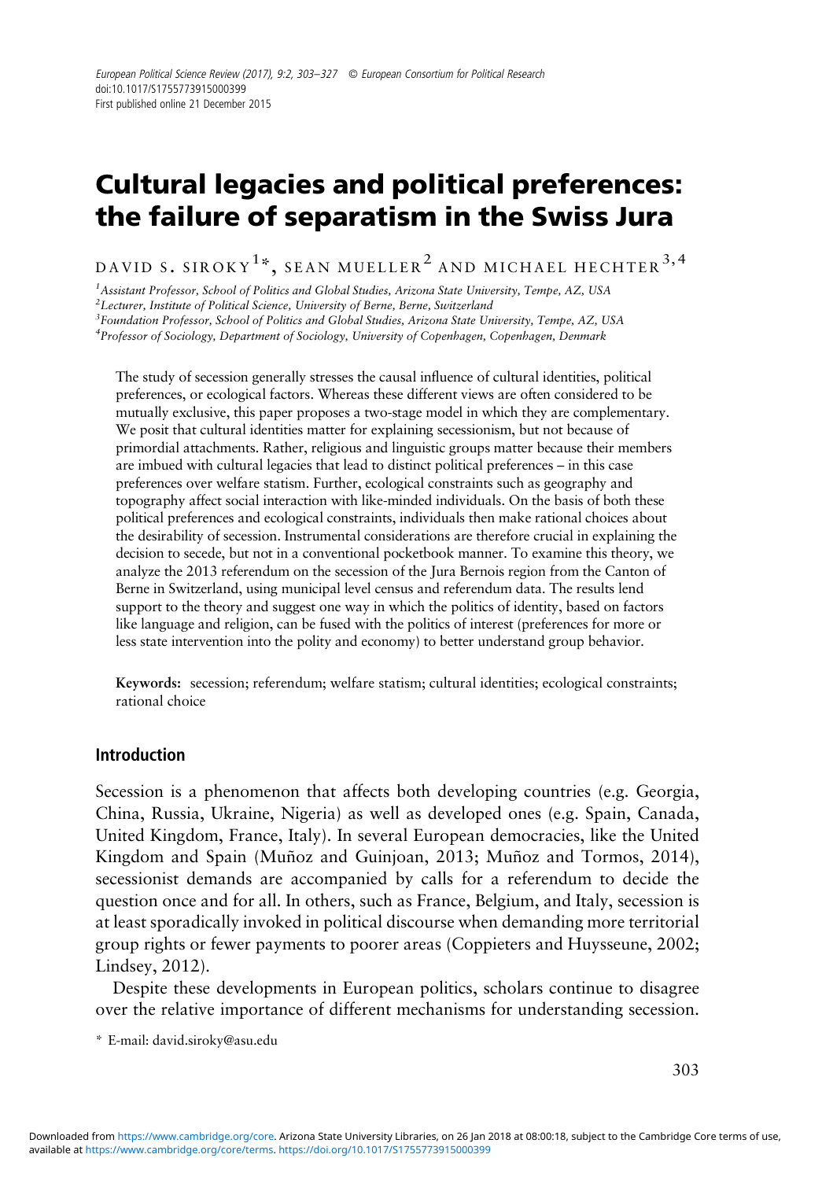# Cultural legacies and political preferences: the failure of separatism in the Swiss Jura

DAVID S. SIROKY[1]*, SEAN MUELLER[2] AND MICHAEL HECHTER[3,4]

[1]*Assistant Professor, School of Politics and Global Studies, Arizona State University, Tempe, AZ, USA*
[2]*Lecturer, Institute of Political Science, University of Berne, Berne, Switzerland*
[3]*Foundation Professor, School of Politics and Global Studies, Arizona State University, Tempe, AZ, USA*
[4]*Professor of Sociology, Department of Sociology, University of Copenhagen, Copenhagen, Denmark*

The study of secession generally stresses the causal influence of cultural identities, political preferences, or ecological factors. Whereas these different views are often considered to be mutually exclusive, this paper proposes a two-stage model in which they are complementary. We posit that cultural identities matter for explaining secessionism, but not because of primordial attachments. Rather, religious and linguistic groups matter because their members are imbued with cultural legacies that lead to distinct political preferences – in this case preferences over welfare statism. Further, ecological constraints such as geography and topography affect social interaction with like-minded individuals. On the basis of both these political preferences and ecological constraints, individuals then make rational choices about the desirability of secession. Instrumental considerations are therefore crucial in explaining the decision to secede, but not in a conventional pocketbook manner. To examine this theory, we analyze the 2013 referendum on the secession of the Jura Bernois region from the Canton of Berne in Switzerland, using municipal level census and referendum data. The results lend support to the theory and suggest one way in which the politics of identity, based on factors like language and religion, can be fused with the politics of interest (preferences for more or less state intervention into the polity and economy) to better understand group behavior.

**Keywords:** secession; referendum; welfare statism; cultural identities; ecological constraints; rational choice

## Introduction

Secession is a phenomenon that affects both developing countries (e.g. Georgia, China, Russia, Ukraine, Nigeria) as well as developed ones (e.g. Spain, Canada, United Kingdom, France, Italy). In several European democracies, like the United Kingdom and Spain (Muñoz and Guinjoan, 2013; Muñoz and Tormos, 2014), secessionist demands are accompanied by calls for a referendum to decide the question once and for all. In others, such as France, Belgium, and Italy, secession is at least sporadically invoked in political discourse when demanding more territorial group rights or fewer payments to poorer areas (Coppieters and Huysseune, 2002; Lindsey, 2012).

Despite these developments in European politics, scholars continue to disagree over the relative importance of different mechanisms for understanding secession.

\* E-mail: david.siroky@asu.edu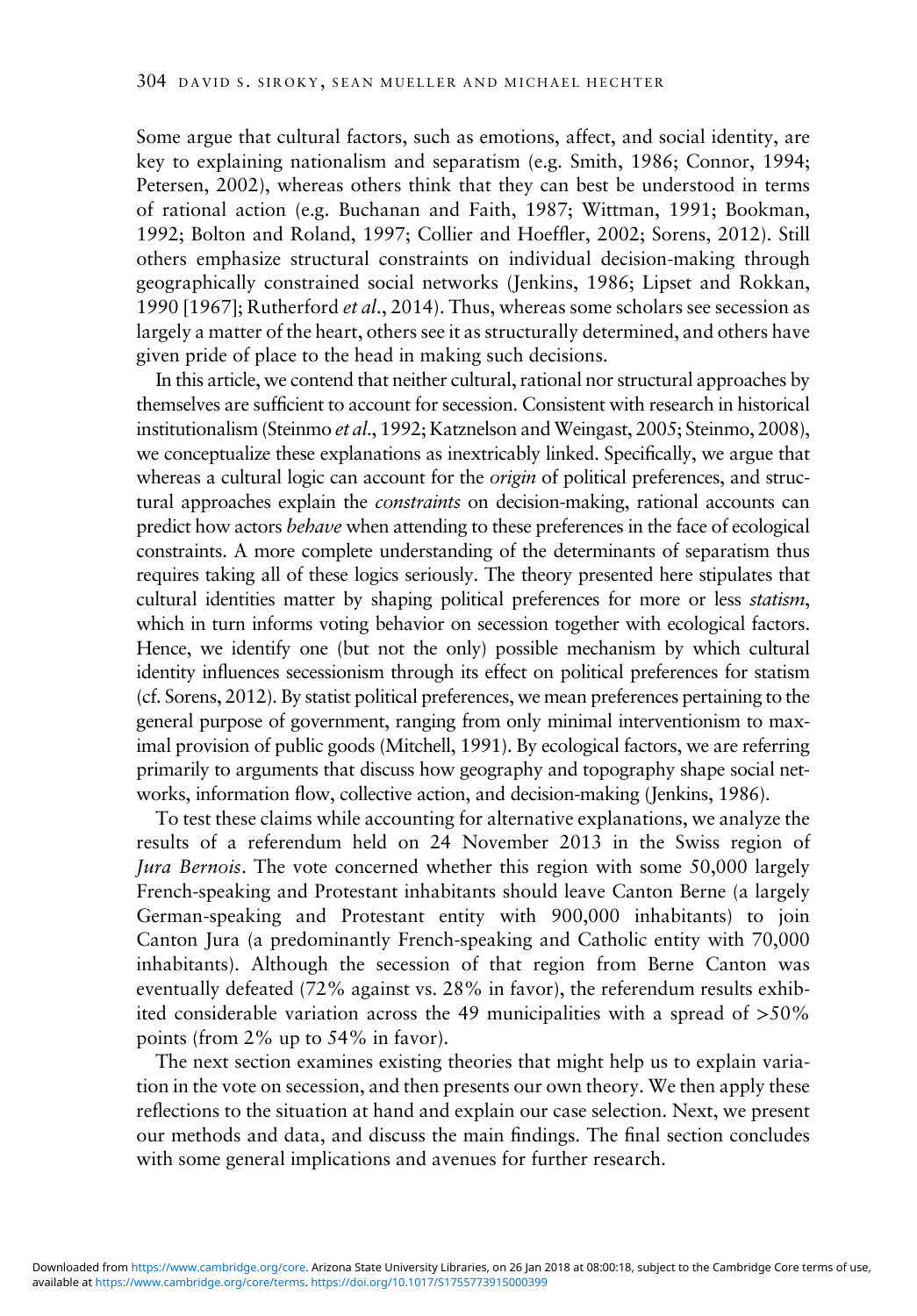Some argue that cultural factors, such as emotions, affect, and social identity, are key to explaining nationalism and separatism (e.g. Smith, 1986; Connor, 1994; Petersen, 2002), whereas others think that they can best be understood in terms of rational action (e.g. Buchanan and Faith, 1987; Wittman, 1991; Bookman, 1992; Bolton and Roland, 1997; Collier and Hoeffler, 2002; Sorens, 2012). Still others emphasize structural constraints on individual decision-making through geographically constrained social networks (Jenkins, 1986; Lipset and Rokkan, 1990 [1967]; Rutherford *et al*., 2014). Thus, whereas some scholars see secession as largely a matter of the heart, others see it as structurally determined, and others have given pride of place to the head in making such decisions.

In this article, we contend that neither cultural, rational nor structural approaches by themselves are sufficient to account for secession. Consistent with research in historical institutionalism (Steinmo *et al*., 1992; Katznelson and Weingast, 2005; Steinmo, 2008), we conceptualize these explanations as inextricably linked. Specifically, we argue that whereas a cultural logic can account for the *origin* of political preferences, and structural approaches explain the *constraints* on decision-making, rational accounts can predict how actors *behave* when attending to these preferences in the face of ecological constraints. A more complete understanding of the determinants of separatism thus requires taking all of these logics seriously. The theory presented here stipulates that cultural identities matter by shaping political preferences for more or less *statism*, which in turn informs voting behavior on secession together with ecological factors. Hence, we identify one (but not the only) possible mechanism by which cultural identity influences secessionism through its effect on political preferences for statism (cf. Sorens, 2012). By statist political preferences, we mean preferences pertaining to the general purpose of government, ranging from only minimal interventionism to maximal provision of public goods (Mitchell, 1991). By ecological factors, we are referring primarily to arguments that discuss how geography and topography shape social networks, information flow, collective action, and decision-making (Jenkins, 1986).

To test these claims while accounting for alternative explanations, we analyze the results of a referendum held on 24 November 2013 in the Swiss region of *Jura Bernois*. The vote concerned whether this region with some 50,000 largely French-speaking and Protestant inhabitants should leave Canton Berne (a largely German-speaking and Protestant entity with 900,000 inhabitants) to join Canton Jura (a predominantly French-speaking and Catholic entity with 70,000 inhabitants). Although the secession of that region from Berne Canton was eventually defeated (72% against vs. 28% in favor), the referendum results exhibited considerable variation across the 49 municipalities with a spread of >50% points (from 2% up to 54% in favor).

The next section examines existing theories that might help us to explain variation in the vote on secession, and then presents our own theory. We then apply these reflections to the situation at hand and explain our case selection. Next, we present our methods and data, and discuss the main findings. The final section concludes with some general implications and avenues for further research.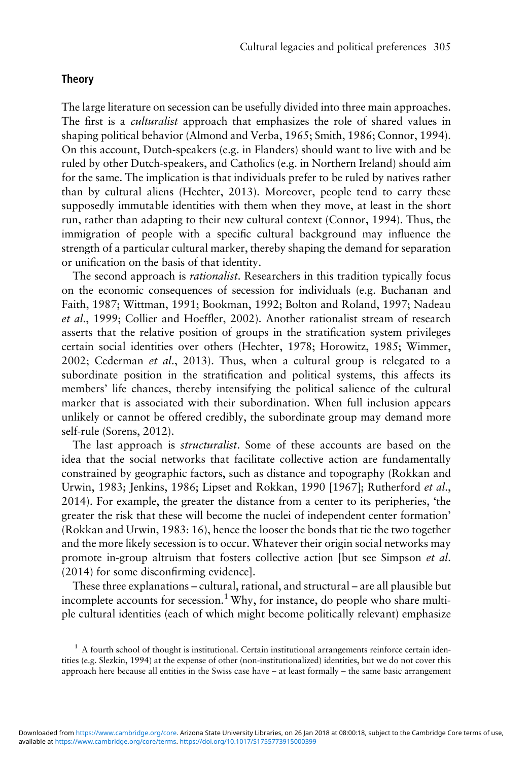## Theory

The large literature on secession can be usefully divided into three main approaches. The first is a *culturalist* approach that emphasizes the role of shared values in shaping political behavior (Almond and Verba, 1965; Smith, 1986; Connor, 1994). On this account, Dutch-speakers (e.g. in Flanders) should want to live with and be ruled by other Dutch-speakers, and Catholics (e.g. in Northern Ireland) should aim for the same. The implication is that individuals prefer to be ruled by natives rather than by cultural aliens (Hechter, 2013). Moreover, people tend to carry these supposedly immutable identities with them when they move, at least in the short run, rather than adapting to their new cultural context (Connor, 1994). Thus, the immigration of people with a specific cultural background may influence the strength of a particular cultural marker, thereby shaping the demand for separation or unification on the basis of that identity.

The second approach is *rationalist*. Researchers in this tradition typically focus on the economic consequences of secession for individuals (e.g. Buchanan and Faith, 1987; Wittman, 1991; Bookman, 1992; Bolton and Roland, 1997; Nadeau *et al.*, 1999; Collier and Hoeffler, 2002). Another rationalist stream of research asserts that the relative position of groups in the stratification system privileges certain social identities over others (Hechter, 1978; Horowitz, 1985; Wimmer, 2002; Cederman *et al.*, 2013). Thus, when a cultural group is relegated to a subordinate position in the stratification and political systems, this affects its members' life chances, thereby intensifying the political salience of the cultural marker that is associated with their subordination. When full inclusion appears unlikely or cannot be offered credibly, the subordinate group may demand more self-rule (Sorens, 2012).

The last approach is *structuralist*. Some of these accounts are based on the idea that the social networks that facilitate collective action are fundamentally constrained by geographic factors, such as distance and topography (Rokkan and Urwin, 1983; Jenkins, 1986; Lipset and Rokkan, 1990 [1967]; Rutherford *et al.*, 2014). For example, the greater the distance from a center to its peripheries, 'the greater the risk that these will become the nuclei of independent center formation' (Rokkan and Urwin, 1983: 16), hence the looser the bonds that tie the two together and the more likely secession is to occur. Whatever their origin social networks may promote in-group altruism that fosters collective action [but see Simpson *et al.* (2014) for some disconfirming evidence].

These three explanations – cultural, rational, and structural – are all plausible but incomplete accounts for secession.[1] Why, for instance, do people who share multiple cultural identities (each of which might become politically relevant) emphasize

[1] A fourth school of thought is institutional. Certain institutional arrangements reinforce certain identities (e.g. Slezkin, 1994) at the expense of other (non-institutionalized) identities, but we do not cover this approach here because all entities in the Swiss case have – at least formally – the same basic arrangement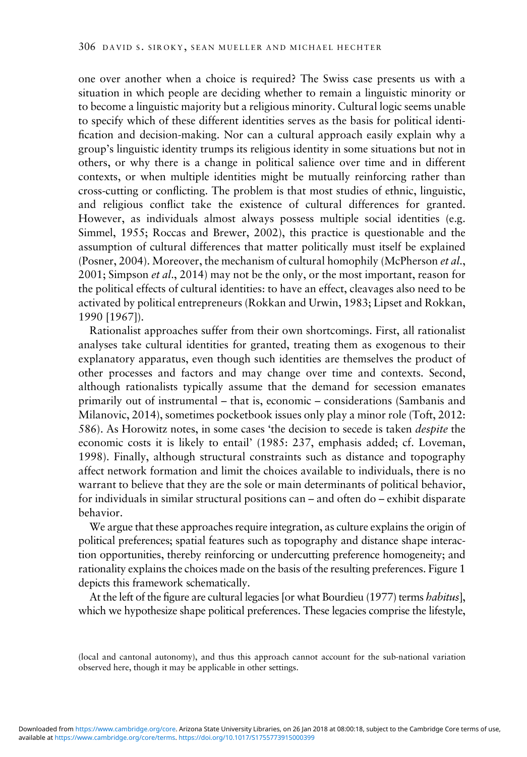one over another when a choice is required? The Swiss case presents us with a situation in which people are deciding whether to remain a linguistic minority or to become a linguistic majority but a religious minority. Cultural logic seems unable to specify which of these different identities serves as the basis for political identification and decision-making. Nor can a cultural approach easily explain why a group's linguistic identity trumps its religious identity in some situations but not in others, or why there is a change in political salience over time and in different contexts, or when multiple identities might be mutually reinforcing rather than cross-cutting or conflicting. The problem is that most studies of ethnic, linguistic, and religious conflict take the existence of cultural differences for granted. However, as individuals almost always possess multiple social identities (e.g. Simmel, 1955; Roccas and Brewer, 2002), this practice is questionable and the assumption of cultural differences that matter politically must itself be explained (Posner, 2004). Moreover, the mechanism of cultural homophily (McPherson *et al.*, 2001; Simpson *et al.*, 2014) may not be the only, or the most important, reason for the political effects of cultural identities: to have an effect, cleavages also need to be activated by political entrepreneurs (Rokkan and Urwin, 1983; Lipset and Rokkan, 1990 [1967]).

Rationalist approaches suffer from their own shortcomings. First, all rationalist analyses take cultural identities for granted, treating them as exogenous to their explanatory apparatus, even though such identities are themselves the product of other processes and factors and may change over time and contexts. Second, although rationalists typically assume that the demand for secession emanates primarily out of instrumental – that is, economic – considerations (Sambanis and Milanovic, 2014), sometimes pocketbook issues only play a minor role (Toft, 2012: 586). As Horowitz notes, in some cases 'the decision to secede is taken *despite* the economic costs it is likely to entail' (1985: 237, emphasis added; cf. Loveman, 1998). Finally, although structural constraints such as distance and topography affect network formation and limit the choices available to individuals, there is no warrant to believe that they are the sole or main determinants of political behavior, for individuals in similar structural positions can – and often do – exhibit disparate behavior.

We argue that these approaches require integration, as culture explains the origin of political preferences; spatial features such as topography and distance shape interaction opportunities, thereby reinforcing or undercutting preference homogeneity; and rationality explains the choices made on the basis of the resulting preferences. Figure 1 depicts this framework schematically.

At the left of the figure are cultural legacies [or what Bourdieu (1977) terms *habitus*], which we hypothesize shape political preferences. These legacies comprise the lifestyle,

(local and cantonal autonomy), and thus this approach cannot account for the sub-national variation observed here, though it may be applicable in other settings.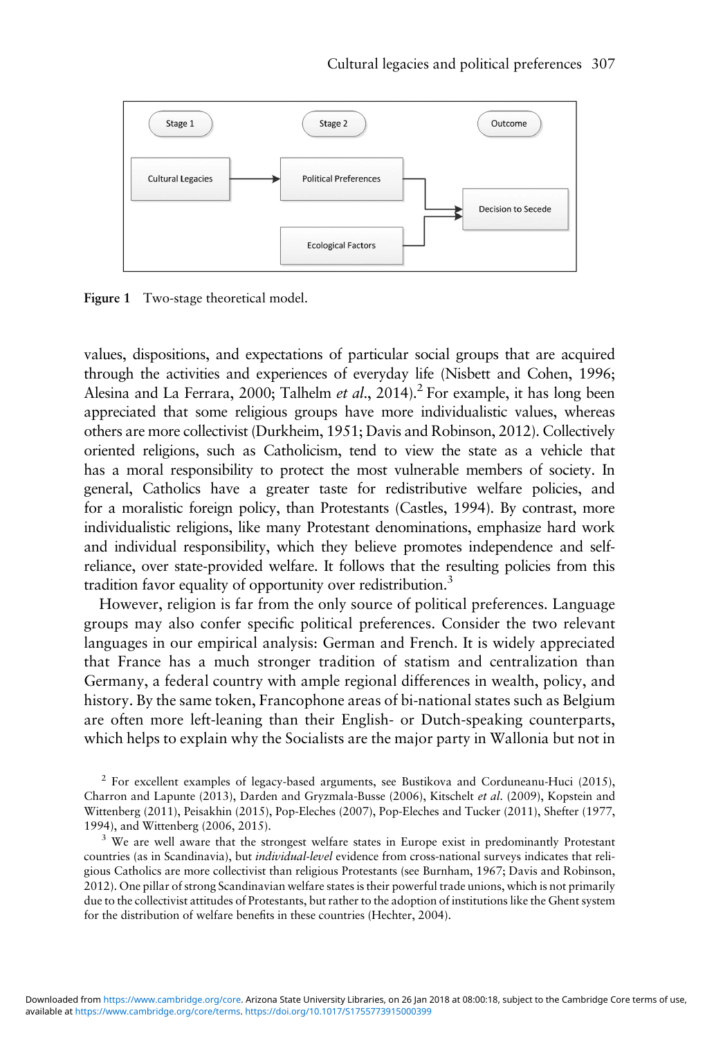Figure 1 Two-stage theoretical model.

values, dispositions, and expectations of particular social groups that are acquired through the activities and experiences of everyday life (Nisbett and Cohen, 1996; Alesina and La Ferrara, 2000; Talhelm *et al*., 2014).[2] For example, it has long been appreciated that some religious groups have more individualistic values, whereas others are more collectivist (Durkheim, 1951; Davis and Robinson, 2012). Collectively oriented religions, such as Catholicism, tend to view the state as a vehicle that has a moral responsibility to protect the most vulnerable members of society. In general, Catholics have a greater taste for redistributive welfare policies, and for a moralistic foreign policy, than Protestants (Castles, 1994). By contrast, more individualistic religions, like many Protestant denominations, emphasize hard work and individual responsibility, which they believe promotes independence and self-reliance, over state-provided welfare. It follows that the resulting policies from this tradition favor equality of opportunity over redistribution.[3]

However, religion is far from the only source of political preferences. Language groups may also confer specific political preferences. Consider the two relevant languages in our empirical analysis: German and French. It is widely appreciated that France has a much stronger tradition of statism and centralization than Germany, a federal country with ample regional differences in wealth, policy, and history. By the same token, Francophone areas of bi-national states such as Belgium are often more left-leaning than their English- or Dutch-speaking counterparts, which helps to explain why the Socialists are the major party in Wallonia but not in

[2] For excellent examples of legacy-based arguments, see Bustikova and Corduneanu-Huci (2015), Charron and Lapunte (2013), Darden and Gryzmala-Busse (2006), Kitschelt *et al*. (2009), Kopstein and Wittenberg (2011), Peisakhin (2015), Pop-Eleches (2007), Pop-Eleches and Tucker (2011), Shefter (1977, 1994), and Wittenberg (2006, 2015).

[3] We are well aware that the strongest welfare states in Europe exist in predominantly Protestant countries (as in Scandinavia), but *individual-level* evidence from cross-national surveys indicates that religious Catholics are more collectivist than religious Protestants (see Burnham, 1967; Davis and Robinson, 2012). One pillar of strong Scandinavian welfare states is their powerful trade unions, which is not primarily due to the collectivist attitudes of Protestants, but rather to the adoption of institutions like the Ghent system for the distribution of welfare benefits in these countries (Hechter, 2004).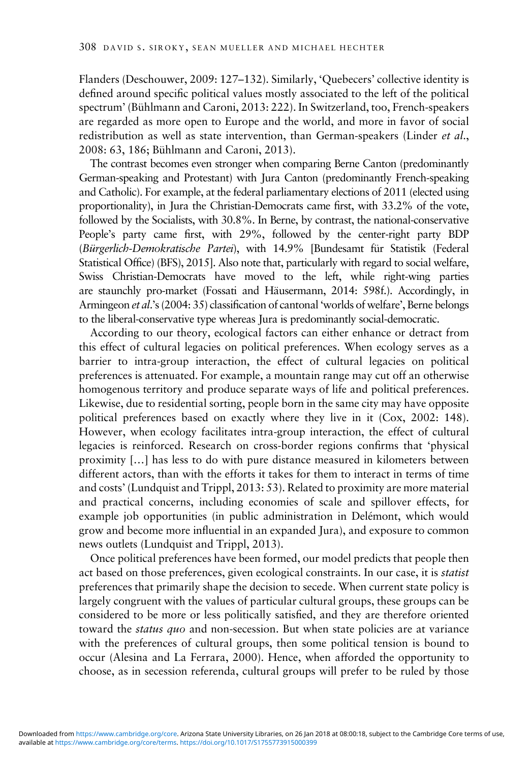Flanders (Deschouwer, 2009: 127–132). Similarly, 'Quebecers' collective identity is defined around specific political values mostly associated to the left of the political spectrum' (Bühlmann and Caroni, 2013: 222). In Switzerland, too, French-speakers are regarded as more open to Europe and the world, and more in favor of social redistribution as well as state intervention, than German-speakers (Linder *et al.*, 2008: 63, 186; Bühlmann and Caroni, 2013).

The contrast becomes even stronger when comparing Berne Canton (predominantly German-speaking and Protestant) with Jura Canton (predominantly French-speaking and Catholic). For example, at the federal parliamentary elections of 2011 (elected using proportionality), in Jura the Christian-Democrats came first, with 33.2% of the vote, followed by the Socialists, with 30.8%. In Berne, by contrast, the national-conservative People's party came first, with 29%, followed by the center-right party BDP (*Bürgerlich-Demokratische Partei*), with 14.9% [Bundesamt für Statistik (Federal Statistical Office) (BFS), 2015]. Also note that, particularly with regard to social welfare, Swiss Christian-Democrats have moved to the left, while right-wing parties are staunchly pro-market (Fossati and Häusermann, 2014: 598f.). Accordingly, in Armingeon *et al.*'s (2004: 35) classification of cantonal 'worlds of welfare', Berne belongs to the liberal-conservative type whereas Jura is predominantly social-democratic.

According to our theory, ecological factors can either enhance or detract from this effect of cultural legacies on political preferences. When ecology serves as a barrier to intra-group interaction, the effect of cultural legacies on political preferences is attenuated. For example, a mountain range may cut off an otherwise homogenous territory and produce separate ways of life and political preferences. Likewise, due to residential sorting, people born in the same city may have opposite political preferences based on exactly where they live in it (Cox, 2002: 148). However, when ecology facilitates intra-group interaction, the effect of cultural legacies is reinforced. Research on cross-border regions confirms that 'physical proximity […] has less to do with pure distance measured in kilometers between different actors, than with the efforts it takes for them to interact in terms of time and costs' (Lundquist and Trippl, 2013: 53). Related to proximity are more material and practical concerns, including economies of scale and spillover effects, for example job opportunities (in public administration in Delémont, which would grow and become more influential in an expanded Jura), and exposure to common news outlets (Lundquist and Trippl, 2013).

Once political preferences have been formed, our model predicts that people then act based on those preferences, given ecological constraints. In our case, it is *statist* preferences that primarily shape the decision to secede. When current state policy is largely congruent with the values of particular cultural groups, these groups can be considered to be more or less politically satisfied, and they are therefore oriented toward the *status quo* and non-secession. But when state policies are at variance with the preferences of cultural groups, then some political tension is bound to occur (Alesina and La Ferrara, 2000). Hence, when afforded the opportunity to choose, as in secession referenda, cultural groups will prefer to be ruled by those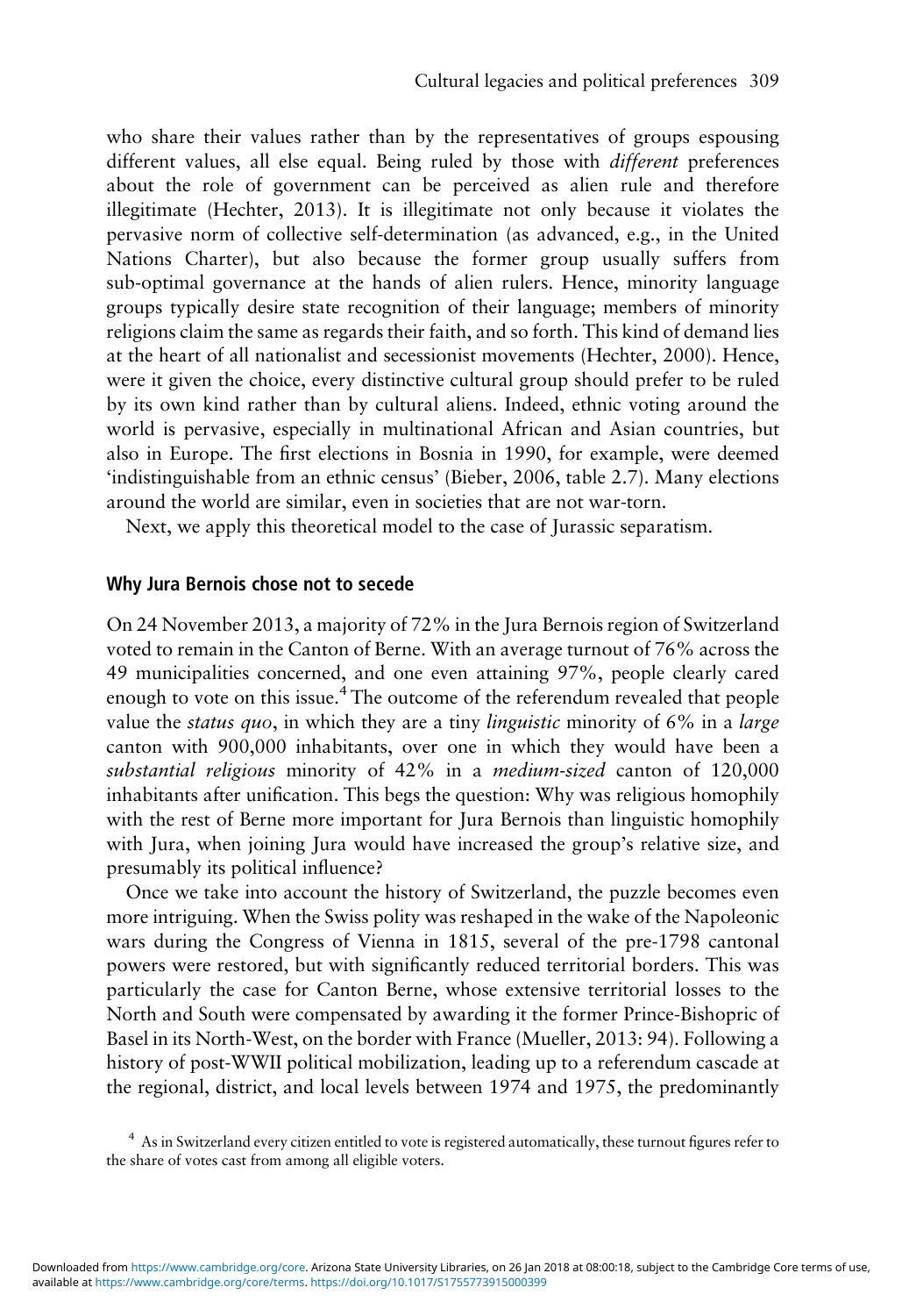who share their values rather than by the representatives of groups espousing different values, all else equal. Being ruled by those with *different* preferences about the role of government can be perceived as alien rule and therefore illegitimate (Hechter, 2013). It is illegitimate not only because it violates the pervasive norm of collective self-determination (as advanced, e.g., in the United Nations Charter), but also because the former group usually suffers from sub-optimal governance at the hands of alien rulers. Hence, minority language groups typically desire state recognition of their language; members of minority religions claim the same as regards their faith, and so forth. This kind of demand lies at the heart of all nationalist and secessionist movements (Hechter, 2000). Hence, were it given the choice, every distinctive cultural group should prefer to be ruled by its own kind rather than by cultural aliens. Indeed, ethnic voting around the world is pervasive, especially in multinational African and Asian countries, but also in Europe. The first elections in Bosnia in 1990, for example, were deemed 'indistinguishable from an ethnic census' (Bieber, 2006, table 2.7). Many elections around the world are similar, even in societies that are not war-torn.

Next, we apply this theoretical model to the case of Jurassic separatism.

## Why Jura Bernois chose not to secede

On 24 November 2013, a majority of 72% in the Jura Bernois region of Switzerland voted to remain in the Canton of Berne. With an average turnout of 76% across the 49 municipalities concerned, and one even attaining 97%, people clearly cared enough to vote on this issue.[4] The outcome of the referendum revealed that people value the *status quo*, in which they are a tiny *linguistic* minority of 6% in a *large* canton with 900,000 inhabitants, over one in which they would have been a *substantial religious* minority of 42% in a *medium-sized* canton of 120,000 inhabitants after unification. This begs the question: Why was religious homophily with the rest of Berne more important for Jura Bernois than linguistic homophily with Jura, when joining Jura would have increased the group's relative size, and presumably its political influence?

Once we take into account the history of Switzerland, the puzzle becomes even more intriguing. When the Swiss polity was reshaped in the wake of the Napoleonic wars during the Congress of Vienna in 1815, several of the pre-1798 cantonal powers were restored, but with significantly reduced territorial borders. This was particularly the case for Canton Berne, whose extensive territorial losses to the North and South were compensated by awarding it the former Prince-Bishopric of Basel in its North-West, on the border with France (Mueller, 2013: 94). Following a history of post-WWII political mobilization, leading up to a referendum cascade at the regional, district, and local levels between 1974 and 1975, the predominantly

[4] As in Switzerland every citizen entitled to vote is registered automatically, these turnout figures refer to the share of votes cast from among all eligible voters.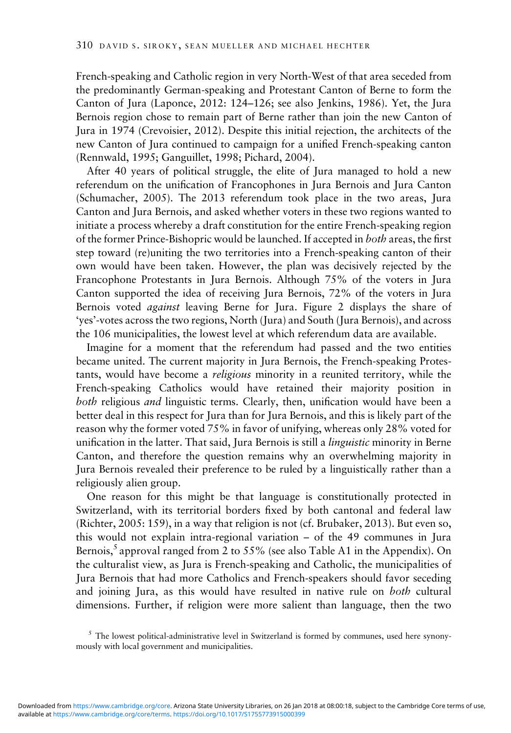French-speaking and Catholic region in very North-West of that area seceded from the predominantly German-speaking and Protestant Canton of Berne to form the Canton of Jura (Laponce, 2012: 124–126; see also Jenkins, 1986). Yet, the Jura Bernois region chose to remain part of Berne rather than join the new Canton of Jura in 1974 (Crevoisier, 2012). Despite this initial rejection, the architects of the new Canton of Jura continued to campaign for a unified French-speaking canton (Rennwald, 1995; Ganguillet, 1998; Pichard, 2004).

After 40 years of political struggle, the elite of Jura managed to hold a new referendum on the unification of Francophones in Jura Bernois and Jura Canton (Schumacher, 2005). The 2013 referendum took place in the two areas, Jura Canton and Jura Bernois, and asked whether voters in these two regions wanted to initiate a process whereby a draft constitution for the entire French-speaking region of the former Prince-Bishopric would be launched. If accepted in *both* areas, the first step toward (re)uniting the two territories into a French-speaking canton of their own would have been taken. However, the plan was decisively rejected by the Francophone Protestants in Jura Bernois. Although 75% of the voters in Jura Canton supported the idea of receiving Jura Bernois, 72% of the voters in Jura Bernois voted *against* leaving Berne for Jura. Figure 2 displays the share of 'yes'-votes across the two regions, North (Jura) and South (Jura Bernois), and across the 106 municipalities, the lowest level at which referendum data are available.

Imagine for a moment that the referendum had passed and the two entities became united. The current majority in Jura Bernois, the French-speaking Protestants, would have become a *religious* minority in a reunited territory, while the French-speaking Catholics would have retained their majority position in *both* religious *and* linguistic terms. Clearly, then, unification would have been a better deal in this respect for Jura than for Jura Bernois, and this is likely part of the reason why the former voted 75% in favor of unifying, whereas only 28% voted for unification in the latter. That said, Jura Bernois is still a *linguistic* minority in Berne Canton, and therefore the question remains why an overwhelming majority in Jura Bernois revealed their preference to be ruled by a linguistically rather than a religiously alien group.

One reason for this might be that language is constitutionally protected in Switzerland, with its territorial borders fixed by both cantonal and federal law (Richter, 2005: 159), in a way that religion is not (cf. Brubaker, 2013). But even so, this would not explain intra-regional variation – of the 49 communes in Jura Bernois,[5] approval ranged from 2 to 55% (see also Table A1 in the Appendix). On the culturalist view, as Jura is French-speaking and Catholic, the municipalities of Jura Bernois that had more Catholics and French-speakers should favor seceding and joining Jura, as this would have resulted in native rule on *both* cultural dimensions. Further, if religion were more salient than language, then the two

[5] The lowest political-administrative level in Switzerland is formed by communes, used here synonymously with local government and municipalities.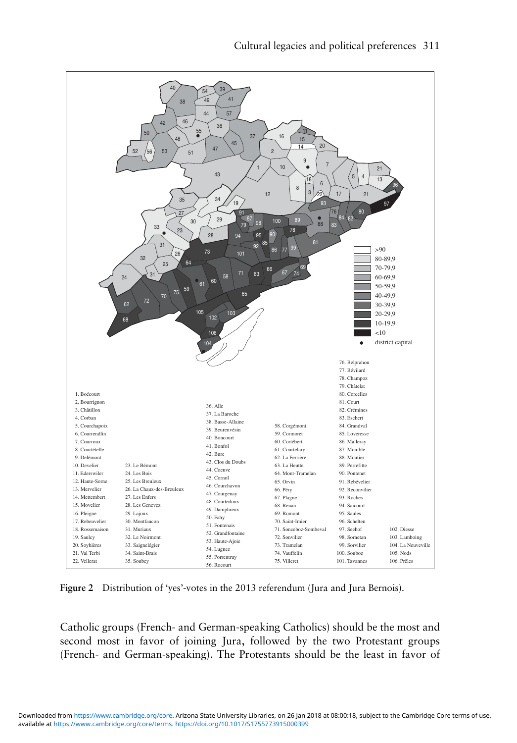**Figure 2** Distribution of 'yes'-votes in the 2013 referendum (Jura and Jura Bernois).

Catholic groups (French- and German-speaking Catholics) should be the most and second most in favor of joining Jura, followed by the two Protestant groups (French- and German-speaking). The Protestants should be the least in favor of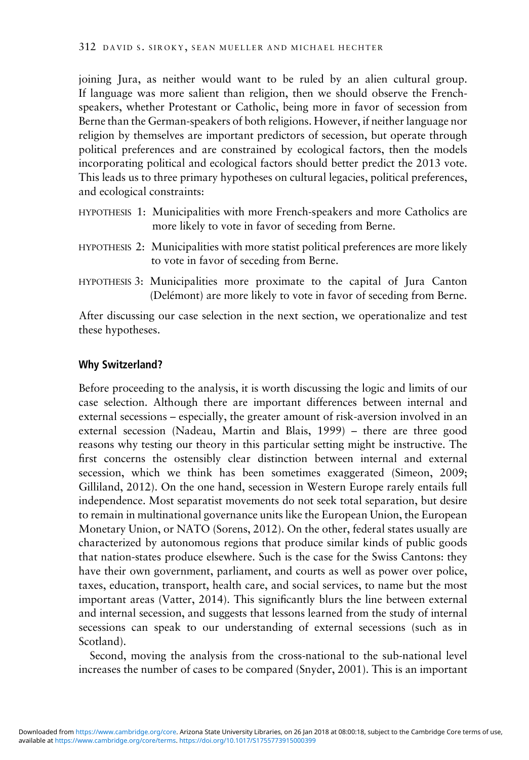joining Jura, as neither would want to be ruled by an alien cultural group. If language was more salient than religion, then we should observe the French-speakers, whether Protestant or Catholic, being more in favor of secession from Berne than the German-speakers of both religions. However, if neither language nor religion by themselves are important predictors of secession, but operate through political preferences and are constrained by ecological factors, then the models incorporating political and ecological factors should better predict the 2013 vote. This leads us to three primary hypotheses on cultural legacies, political preferences, and ecological constraints:

HYPOTHESIS 1: Municipalities with more French-speakers and more Catholics are more likely to vote in favor of seceding from Berne.

HYPOTHESIS 2: Municipalities with more statist political preferences are more likely to vote in favor of seceding from Berne.

HYPOTHESIS 3: Municipalities more proximate to the capital of Jura Canton (Delémont) are more likely to vote in favor of seceding from Berne.

After discussing our case selection in the next section, we operationalize and test these hypotheses.

## Why Switzerland?

Before proceeding to the analysis, it is worth discussing the logic and limits of our case selection. Although there are important differences between internal and external secessions – especially, the greater amount of risk-aversion involved in an external secession (Nadeau, Martin and Blais, 1999) – there are three good reasons why testing our theory in this particular setting might be instructive. The first concerns the ostensibly clear distinction between internal and external secession, which we think has been sometimes exaggerated (Simeon, 2009; Gilliland, 2012). On the one hand, secession in Western Europe rarely entails full independence. Most separatist movements do not seek total separation, but desire to remain in multinational governance units like the European Union, the European Monetary Union, or NATO (Sorens, 2012). On the other, federal states usually are characterized by autonomous regions that produce similar kinds of public goods that nation-states produce elsewhere. Such is the case for the Swiss Cantons: they have their own government, parliament, and courts as well as power over police, taxes, education, transport, health care, and social services, to name but the most important areas (Vatter, 2014). This significantly blurs the line between external and internal secession, and suggests that lessons learned from the study of internal secessions can speak to our understanding of external secessions (such as in Scotland).

Second, moving the analysis from the cross-national to the sub-national level increases the number of cases to be compared (Snyder, 2001). This is an important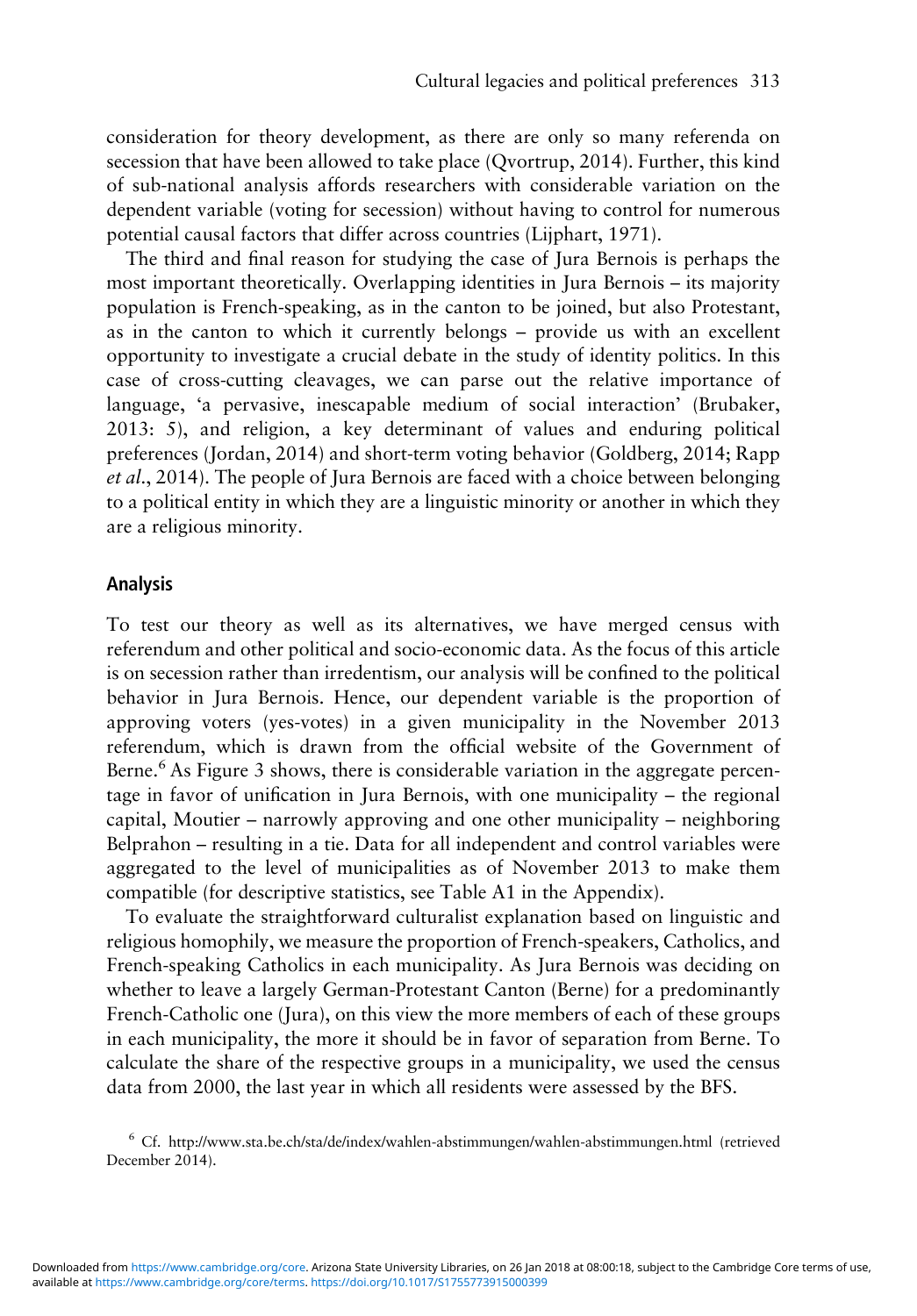consideration for theory development, as there are only so many referenda on secession that have been allowed to take place (Qvortrup, 2014). Further, this kind of sub-national analysis affords researchers with considerable variation on the dependent variable (voting for secession) without having to control for numerous potential causal factors that differ across countries (Lijphart, 1971).

The third and final reason for studying the case of Jura Bernois is perhaps the most important theoretically. Overlapping identities in Jura Bernois – its majority population is French-speaking, as in the canton to be joined, but also Protestant, as in the canton to which it currently belongs – provide us with an excellent opportunity to investigate a crucial debate in the study of identity politics. In this case of cross-cutting cleavages, we can parse out the relative importance of language, 'a pervasive, inescapable medium of social interaction' (Brubaker, 2013: 5), and religion, a key determinant of values and enduring political preferences (Jordan, 2014) and short-term voting behavior (Goldberg, 2014; Rapp *et al.*, 2014). The people of Jura Bernois are faced with a choice between belonging to a political entity in which they are a linguistic minority or another in which they are a religious minority.

## Analysis

To test our theory as well as its alternatives, we have merged census with referendum and other political and socio-economic data. As the focus of this article is on secession rather than irredentism, our analysis will be confined to the political behavior in Jura Bernois. Hence, our dependent variable is the proportion of approving voters (yes-votes) in a given municipality in the November 2013 referendum, which is drawn from the official website of the Government of Berne.[6] As Figure 3 shows, there is considerable variation in the aggregate percentage in favor of unification in Jura Bernois, with one municipality – the regional capital, Moutier – narrowly approving and one other municipality – neighboring Belprahon – resulting in a tie. Data for all independent and control variables were aggregated to the level of municipalities as of November 2013 to make them compatible (for descriptive statistics, see Table A1 in the Appendix).

To evaluate the straightforward culturalist explanation based on linguistic and religious homophily, we measure the proportion of French-speakers, Catholics, and French-speaking Catholics in each municipality. As Jura Bernois was deciding on whether to leave a largely German-Protestant Canton (Berne) for a predominantly French-Catholic one (Jura), on this view the more members of each of these groups in each municipality, the more it should be in favor of separation from Berne. To calculate the share of the respective groups in a municipality, we used the census data from 2000, the last year in which all residents were assessed by the BFS.

[6] Cf. http://www.sta.be.ch/sta/de/index/wahlen-abstimmungen/wahlen-abstimmungen.html (retrieved December 2014).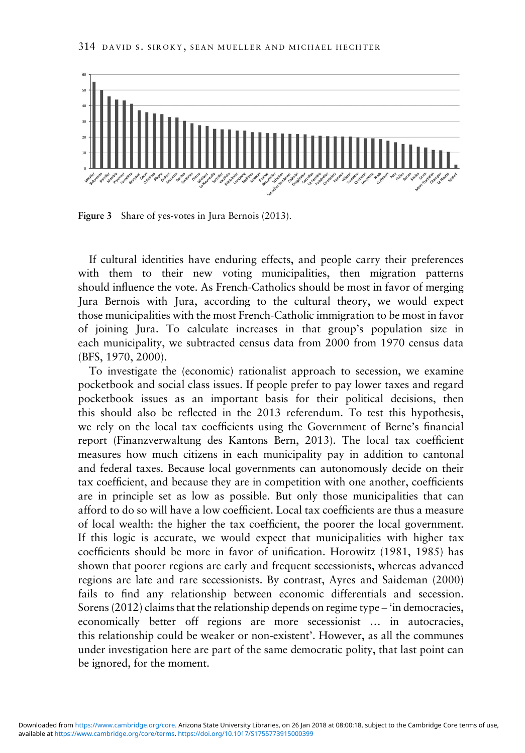**Figure 3** Share of yes-votes in Jura Bernois (2013).

If cultural identities have enduring effects, and people carry their preferences with them to their new voting municipalities, then migration patterns should influence the vote. As French-Catholics should be most in favor of merging Jura Bernois with Jura, according to the cultural theory, we would expect those municipalities with the most French-Catholic immigration to be most in favor of joining Jura. To calculate increases in that group's population size in each municipality, we subtracted census data from 2000 from 1970 census data (BFS, 1970, 2000).

To investigate the (economic) rationalist approach to secession, we examine pocketbook and social class issues. If people prefer to pay lower taxes and regard pocketbook issues as an important basis for their political decisions, then this should also be reflected in the 2013 referendum. To test this hypothesis, we rely on the local tax coefficients using the Government of Berne's financial report (Finanzverwaltung des Kantons Bern, 2013). The local tax coefficient measures how much citizens in each municipality pay in addition to cantonal and federal taxes. Because local governments can autonomously decide on their tax coefficient, and because they are in competition with one another, coefficients are in principle set as low as possible. But only those municipalities that can afford to do so will have a low coefficient. Local tax coefficients are thus a measure of local wealth: the higher the tax coefficient, the poorer the local government. If this logic is accurate, we would expect that municipalities with higher tax coefficients should be more in favor of unification. Horowitz (1981, 1985) has shown that poorer regions are early and frequent secessionists, whereas advanced regions are late and rare secessionists. By contrast, Ayres and Saideman (2000) fails to find any relationship between economic differentials and secession. Sorens (2012) claims that the relationship depends on regime type – 'in democracies, economically better off regions are more secessionist … in autocracies, this relationship could be weaker or non-existent'. However, as all the communes under investigation here are part of the same democratic polity, that last point can be ignored, for the moment.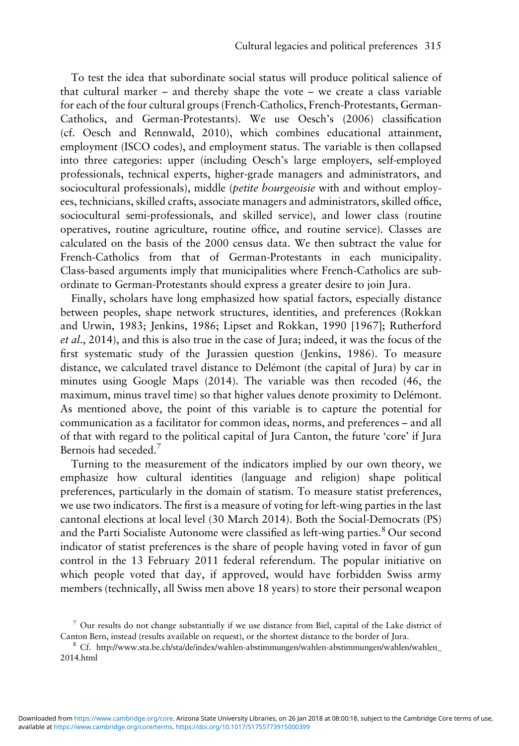To test the idea that subordinate social status will produce political salience of that cultural marker – and thereby shape the vote – we create a class variable for each of the four cultural groups (French-Catholics, French-Protestants, German-Catholics, and German-Protestants). We use Oesch's (2006) classification (cf. Oesch and Rennwald, 2010), which combines educational attainment, employment (ISCO codes), and employment status. The variable is then collapsed into three categories: upper (including Oesch's large employers, self-employed professionals, technical experts, higher-grade managers and administrators, and sociocultural professionals), middle (*petite bourgeoisie* with and without employees, technicians, skilled crafts, associate managers and administrators, skilled office, sociocultural semi-professionals, and skilled service), and lower class (routine operatives, routine agriculture, routine office, and routine service). Classes are calculated on the basis of the 2000 census data. We then subtract the value for French-Catholics from that of German-Protestants in each municipality. Class-based arguments imply that municipalities where French-Catholics are subordinate to German-Protestants should express a greater desire to join Jura.

Finally, scholars have long emphasized how spatial factors, especially distance between peoples, shape network structures, identities, and preferences (Rokkan and Urwin, 1983; Jenkins, 1986; Lipset and Rokkan, 1990 [1967]; Rutherford *et al*., 2014), and this is also true in the case of Jura; indeed, it was the focus of the first systematic study of the Jurassien question (Jenkins, 1986). To measure distance, we calculated travel distance to Delémont (the capital of Jura) by car in minutes using Google Maps (2014). The variable was then recoded (46, the maximum, minus travel time) so that higher values denote proximity to Delémont. As mentioned above, the point of this variable is to capture the potential for communication as a facilitator for common ideas, norms, and preferences – and all of that with regard to the political capital of Jura Canton, the future 'core' if Jura Bernois had seceded.[7]

Turning to the measurement of the indicators implied by our own theory, we emphasize how cultural identities (language and religion) shape political preferences, particularly in the domain of statism. To measure statist preferences, we use two indicators. The first is a measure of voting for left-wing parties in the last cantonal elections at local level (30 March 2014). Both the Social-Democrats (PS) and the Parti Socialiste Autonome were classified as left-wing parties.[8] Our second indicator of statist preferences is the share of people having voted in favor of gun control in the 13 February 2011 federal referendum. The popular initiative on which people voted that day, if approved, would have forbidden Swiss army members (technically, all Swiss men above 18 years) to store their personal weapon

[7] Our results do not change substantially if we use distance from Biel, capital of the Lake district of Canton Bern, instead (results available on request), or the shortest distance to the border of Jura.

[8] Cf. http://www.sta.be.ch/sta/de/index/wahlen-abstimmungen/wahlen-abstimmungen/wahlen/wahlen_2014.html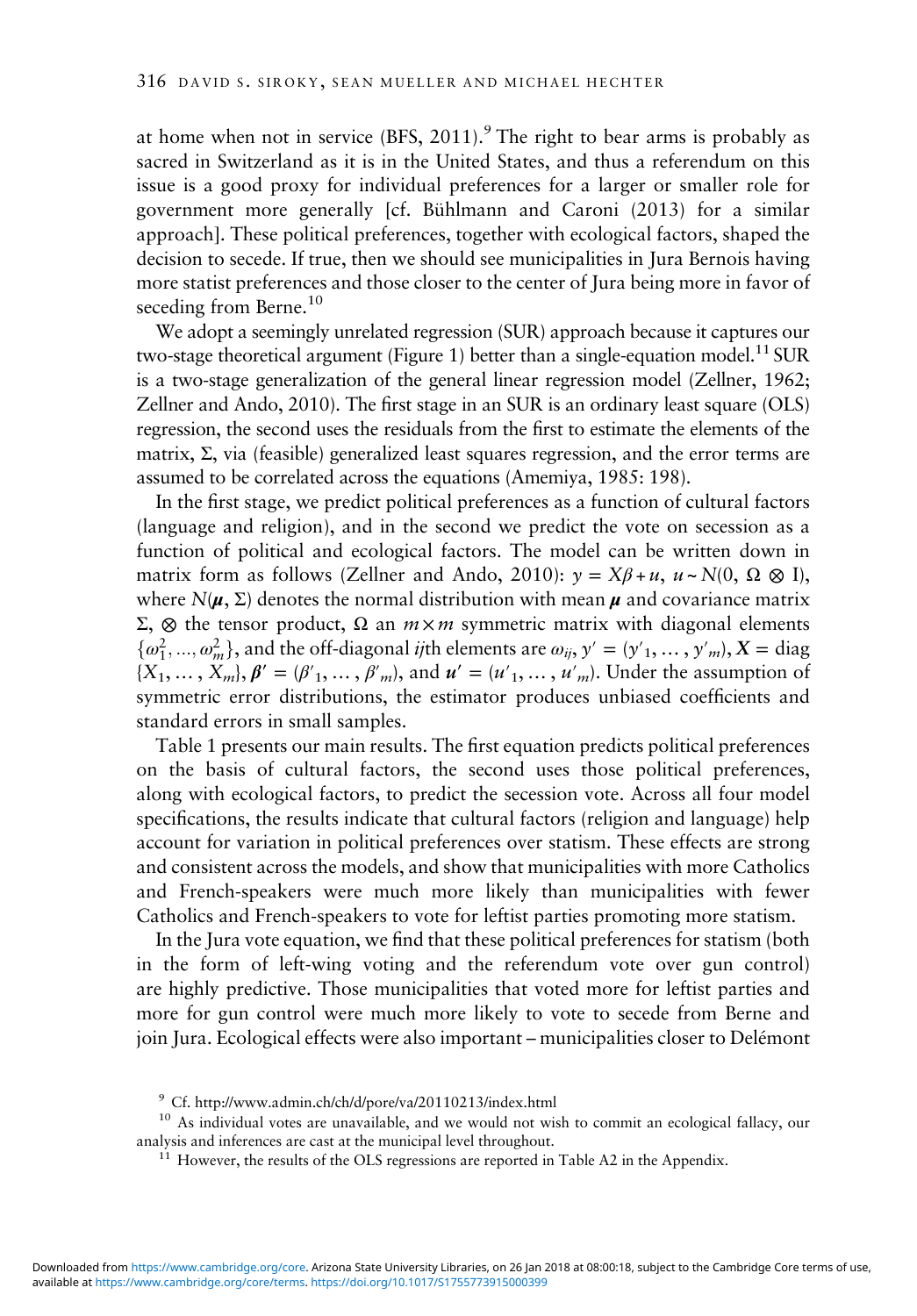at home when not in service (BFS, 2011).[9] The right to bear arms is probably as sacred in Switzerland as it is in the United States, and thus a referendum on this issue is a good proxy for individual preferences for a larger or smaller role for government more generally [cf. Bühlmann and Caroni (2013) for a similar approach]. These political preferences, together with ecological factors, shaped the decision to secede. If true, then we should see municipalities in Jura Bernois having more statist preferences and those closer to the center of Jura being more in favor of seceding from Berne.[10]

We adopt a seemingly unrelated regression (SUR) approach because it captures our two-stage theoretical argument (Figure 1) better than a single-equation model.[11] SUR is a two-stage generalization of the general linear regression model (Zellner, 1962; Zellner and Ando, 2010). The first stage in an SUR is an ordinary least square (OLS) regression, the second uses the residuals from the first to estimate the elements of the matrix, Σ, via (feasible) generalized least squares regression, and the error terms are assumed to be correlated across the equations (Amemiya, 1985: 198).

In the first stage, we predict political preferences as a function of cultural factors (language and religion), and in the second we predict the vote on secession as a function of political and ecological factors. The model can be written down in matrix form as follows (Zellner and Ando, 2010): $y = X\beta + u$, $u \sim N(0, \Omega \otimes I)$, where $N(\boldsymbol{\mu}, \Sigma)$ denotes the normal distribution with mean $\boldsymbol{\mu}$ and covariance matrix $\Sigma$, $\otimes$ the tensor product, $\Omega$ an $m \times m$ symmetric matrix with diagonal elements $\{\omega_1^2, \ldots, \omega_m^2\}$, and the off-diagonal *ij*th elements are $\omega_{ij}$, $y' = (y'_1, \ldots, y'_m)$, $\boldsymbol{X} = \text{diag}\{X_1, \ldots, X_m\}$, $\boldsymbol{\beta}' = (\beta'_1, \ldots, \beta'_m)$, and $\boldsymbol{u}' = (u'_1, \ldots, u'_m)$. Under the assumption of symmetric error distributions, the estimator produces unbiased coefficients and standard errors in small samples.

Table 1 presents our main results. The first equation predicts political preferences on the basis of cultural factors, the second uses those political preferences, along with ecological factors, to predict the secession vote. Across all four model specifications, the results indicate that cultural factors (religion and language) help account for variation in political preferences over statism. These effects are strong and consistent across the models, and show that municipalities with more Catholics and French-speakers were much more likely than municipalities with fewer Catholics and French-speakers to vote for leftist parties promoting more statism.

In the Jura vote equation, we find that these political preferences for statism (both in the form of left-wing voting and the referendum vote over gun control) are highly predictive. Those municipalities that voted more for leftist parties and more for gun control were much more likely to vote to secede from Berne and join Jura. Ecological effects were also important – municipalities closer to Delémont

[9] Cf. http://www.admin.ch/ch/d/pore/va/20110213/index.html

[10] As individual votes are unavailable, and we would not wish to commit an ecological fallacy, our analysis and inferences are cast at the municipal level throughout.

[11] However, the results of the OLS regressions are reported in Table A2 in the Appendix.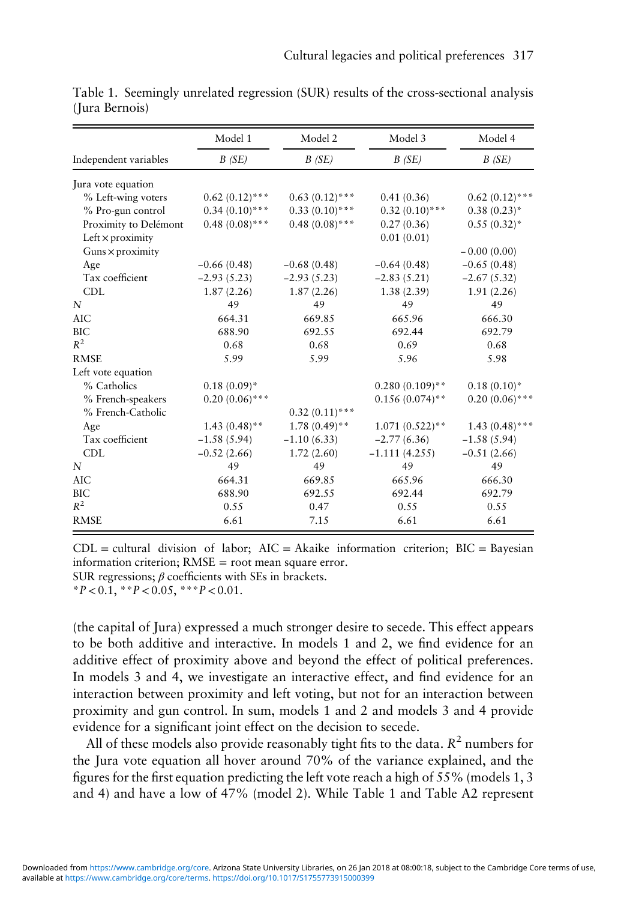Table 1. Seemingly unrelated regression (SUR) results of the cross-sectional analysis (Jura Bernois)

| | Model 1 | Model 2 | Model 3 | Model 4 |
|---|---|---|---|---|
| Independent variables | *B (SE)* | *B (SE)* | *B (SE)* | *B (SE)* |
| Jura vote equation | | | | |
| % Left-wing voters | 0.62 (0.12)*** | 0.63 (0.12)*** | 0.41 (0.36) | 0.62 (0.12)*** |
| % Pro-gun control | 0.34 (0.10)*** | 0.33 (0.10)*** | 0.32 (0.10)*** | 0.38 (0.23)* |
| Proximity to Delémont | 0.48 (0.08)*** | 0.48 (0.08)*** | 0.27 (0.36) | 0.55 (0.32)* |
| Left × proximity | | | 0.01 (0.01) | |
| Guns × proximity | | | | −0.00 (0.00) |
| Age | −0.66 (0.48) | −0.68 (0.48) | −0.64 (0.48) | −0.65 (0.48) |
| Tax coefficient | −2.93 (5.23) | −2.93 (5.23) | −2.83 (5.21) | −2.67 (5.32) |
| CDL | 1.87 (2.26) | 1.87 (2.26) | 1.38 (2.39) | 1.91 (2.26) |
| *N* | 49 | 49 | 49 | 49 |
| AIC | 664.31 | 669.85 | 665.96 | 666.30 |
| BIC | 688.90 | 692.55 | 692.44 | 692.79 |
| $R^2$ | 0.68 | 0.68 | 0.69 | 0.68 |
| RMSE | 5.99 | 5.99 | 5.96 | 5.98 |
| Left vote equation | | | | |
| % Catholics | 0.18 (0.09)* | | 0.280 (0.109)** | 0.18 (0.10)* |
| % French-speakers | 0.20 (0.06)*** | | 0.156 (0.074)** | 0.20 (0.06)*** |
| % French-Catholic | | 0.32 (0.11)*** | | |
| Age | 1.43 (0.48)** | 1.78 (0.49)** | 1.071 (0.522)** | 1.43 (0.48)*** |
| Tax coefficient | −1.58 (5.94) | −1.10 (6.33) | −2.77 (6.36) | −1.58 (5.94) |
| CDL | −0.52 (2.66) | 1.72 (2.60) | −1.111 (4.255) | −0.51 (2.66) |
| *N* | 49 | 49 | 49 | 49 |
| AIC | 664.31 | 669.85 | 665.96 | 666.30 |
| BIC | 688.90 | 692.55 | 692.44 | 692.79 |
| $R^2$ | 0.55 | 0.47 | 0.55 | 0.55 |
| RMSE | 6.61 | 7.15 | 6.61 | 6.61 |

CDL = cultural division of labor; AIC = Akaike information criterion; BIC = Bayesian information criterion; RMSE = root mean square error.
SUR regressions; $\beta$ coefficients with SEs in brackets.
*$P < 0.1$, **$P < 0.05$, ***$P < 0.01$.

(the capital of Jura) expressed a much stronger desire to secede. This effect appears to be both additive and interactive. In models 1 and 2, we find evidence for an additive effect of proximity above and beyond the effect of political preferences. In models 3 and 4, we investigate an interactive effect, and find evidence for an interaction between proximity and left voting, but not for an interaction between proximity and gun control. In sum, models 1 and 2 and models 3 and 4 provide evidence for a significant joint effect on the decision to secede.

All of these models also provide reasonably tight fits to the data. $R^2$ numbers for the Jura vote equation all hover around 70% of the variance explained, and the figures for the first equation predicting the left vote reach a high of 55% (models 1, 3 and 4) and have a low of 47% (model 2). While Table 1 and Table A2 represent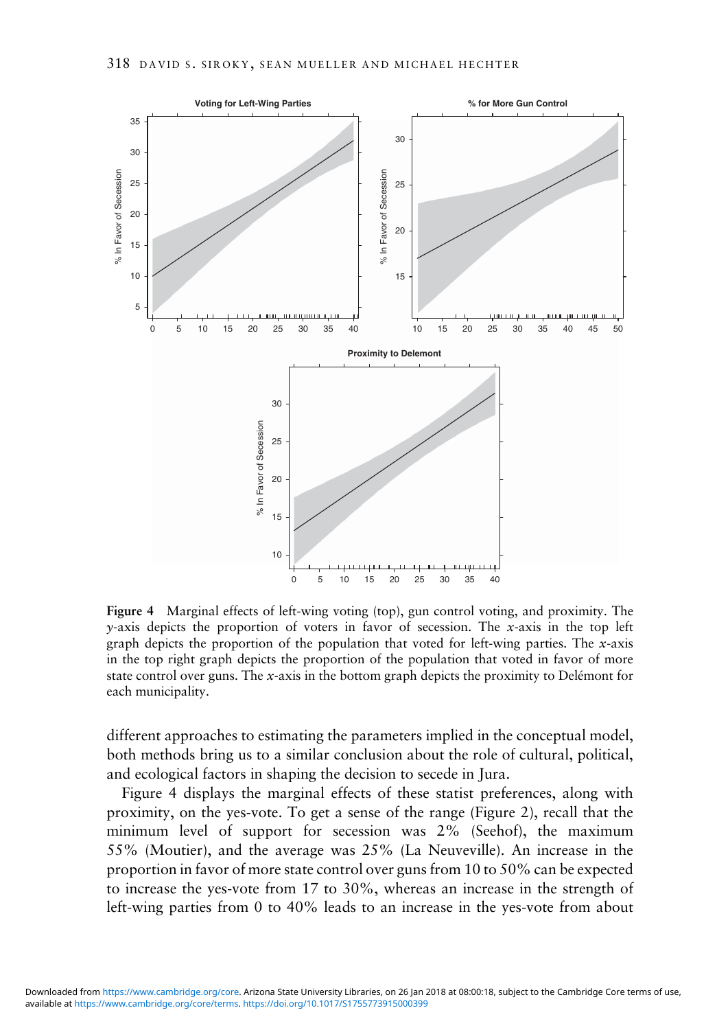Figure 4 Marginal effects of left-wing voting (top), gun control voting, and proximity. The $y$-axis depicts the proportion of voters in favor of secession. The $x$-axis in the top left graph depicts the proportion of the population that voted for left-wing parties. The $x$-axis in the top right graph depicts the proportion of the population that voted in favor of more state control over guns. The $x$-axis in the bottom graph depicts the proximity to Delémont for each municipality.

different approaches to estimating the parameters implied in the conceptual model, both methods bring us to a similar conclusion about the role of cultural, political, and ecological factors in shaping the decision to secede in Jura.

Figure 4 displays the marginal effects of these statist preferences, along with proximity, on the yes-vote. To get a sense of the range (Figure 2), recall that the minimum level of support for secession was 2% (Seehof), the maximum 55% (Moutier), and the average was 25% (La Neuveville). An increase in the proportion in favor of more state control over guns from 10 to 50% can be expected to increase the yes-vote from 17 to 30%, whereas an increase in the strength of left-wing parties from 0 to 40% leads to an increase in the yes-vote from about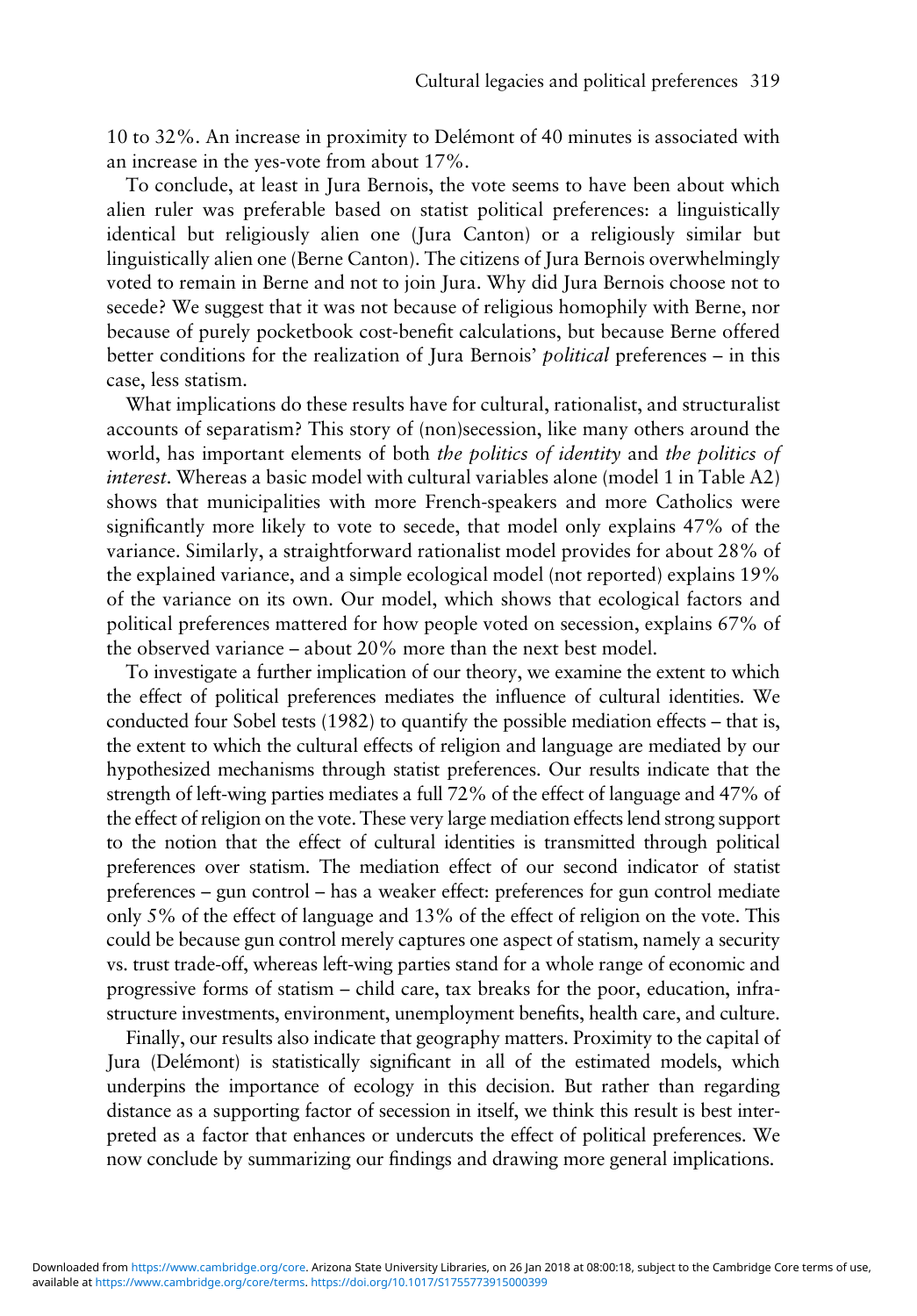10 to 32%. An increase in proximity to Delémont of 40 minutes is associated with an increase in the yes-vote from about 17%.

To conclude, at least in Jura Bernois, the vote seems to have been about which alien ruler was preferable based on statist political preferences: a linguistically identical but religiously alien one (Jura Canton) or a religiously similar but linguistically alien one (Berne Canton). The citizens of Jura Bernois overwhelmingly voted to remain in Berne and not to join Jura. Why did Jura Bernois choose not to secede? We suggest that it was not because of religious homophily with Berne, nor because of purely pocketbook cost-benefit calculations, but because Berne offered better conditions for the realization of Jura Bernois' *political* preferences – in this case, less statism.

What implications do these results have for cultural, rationalist, and structuralist accounts of separatism? This story of (non)secession, like many others around the world, has important elements of both *the politics of identity* and *the politics of interest*. Whereas a basic model with cultural variables alone (model 1 in Table A2) shows that municipalities with more French-speakers and more Catholics were significantly more likely to vote to secede, that model only explains 47% of the variance. Similarly, a straightforward rationalist model provides for about 28% of the explained variance, and a simple ecological model (not reported) explains 19% of the variance on its own. Our model, which shows that ecological factors and political preferences mattered for how people voted on secession, explains 67% of the observed variance – about 20% more than the next best model.

To investigate a further implication of our theory, we examine the extent to which the effect of political preferences mediates the influence of cultural identities. We conducted four Sobel tests (1982) to quantify the possible mediation effects – that is, the extent to which the cultural effects of religion and language are mediated by our hypothesized mechanisms through statist preferences. Our results indicate that the strength of left-wing parties mediates a full 72% of the effect of language and 47% of the effect of religion on the vote. These very large mediation effects lend strong support to the notion that the effect of cultural identities is transmitted through political preferences over statism. The mediation effect of our second indicator of statist preferences – gun control – has a weaker effect: preferences for gun control mediate only 5% of the effect of language and 13% of the effect of religion on the vote. This could be because gun control merely captures one aspect of statism, namely a security vs. trust trade-off, whereas left-wing parties stand for a whole range of economic and progressive forms of statism – child care, tax breaks for the poor, education, infrastructure investments, environment, unemployment benefits, health care, and culture.

Finally, our results also indicate that geography matters. Proximity to the capital of Jura (Delémont) is statistically significant in all of the estimated models, which underpins the importance of ecology in this decision. But rather than regarding distance as a supporting factor of secession in itself, we think this result is best interpreted as a factor that enhances or undercuts the effect of political preferences. We now conclude by summarizing our findings and drawing more general implications.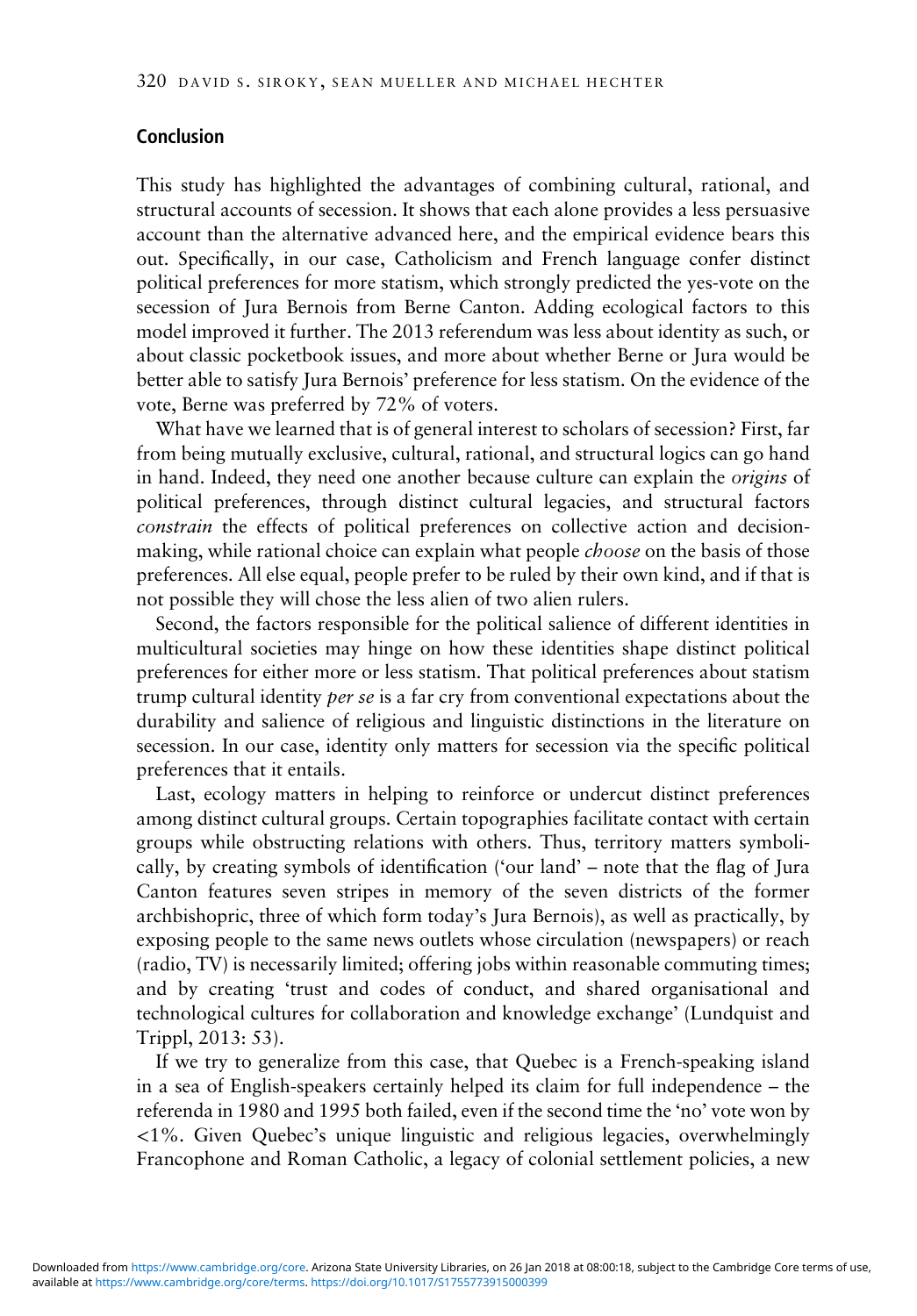## Conclusion

This study has highlighted the advantages of combining cultural, rational, and structural accounts of secession. It shows that each alone provides a less persuasive account than the alternative advanced here, and the empirical evidence bears this out. Specifically, in our case, Catholicism and French language confer distinct political preferences for more statism, which strongly predicted the yes-vote on the secession of Jura Bernois from Berne Canton. Adding ecological factors to this model improved it further. The 2013 referendum was less about identity as such, or about classic pocketbook issues, and more about whether Berne or Jura would be better able to satisfy Jura Bernois' preference for less statism. On the evidence of the vote, Berne was preferred by 72% of voters.

What have we learned that is of general interest to scholars of secession? First, far from being mutually exclusive, cultural, rational, and structural logics can go hand in hand. Indeed, they need one another because culture can explain the *origins* of political preferences, through distinct cultural legacies, and structural factors *constrain* the effects of political preferences on collective action and decision-making, while rational choice can explain what people *choose* on the basis of those preferences. All else equal, people prefer to be ruled by their own kind, and if that is not possible they will chose the less alien of two alien rulers.

Second, the factors responsible for the political salience of different identities in multicultural societies may hinge on how these identities shape distinct political preferences for either more or less statism. That political preferences about statism trump cultural identity *per se* is a far cry from conventional expectations about the durability and salience of religious and linguistic distinctions in the literature on secession. In our case, identity only matters for secession via the specific political preferences that it entails.

Last, ecology matters in helping to reinforce or undercut distinct preferences among distinct cultural groups. Certain topographies facilitate contact with certain groups while obstructing relations with others. Thus, territory matters symbolically, by creating symbols of identification ('our land' – note that the flag of Jura Canton features seven stripes in memory of the seven districts of the former archbishopric, three of which form today's Jura Bernois), as well as practically, by exposing people to the same news outlets whose circulation (newspapers) or reach (radio, TV) is necessarily limited; offering jobs within reasonable commuting times; and by creating 'trust and codes of conduct, and shared organisational and technological cultures for collaboration and knowledge exchange' (Lundquist and Trippl, 2013: 53).

If we try to generalize from this case, that Quebec is a French-speaking island in a sea of English-speakers certainly helped its claim for full independence – the referenda in 1980 and 1995 both failed, even if the second time the 'no' vote won by <1%. Given Quebec's unique linguistic and religious legacies, overwhelmingly Francophone and Roman Catholic, a legacy of colonial settlement policies, a new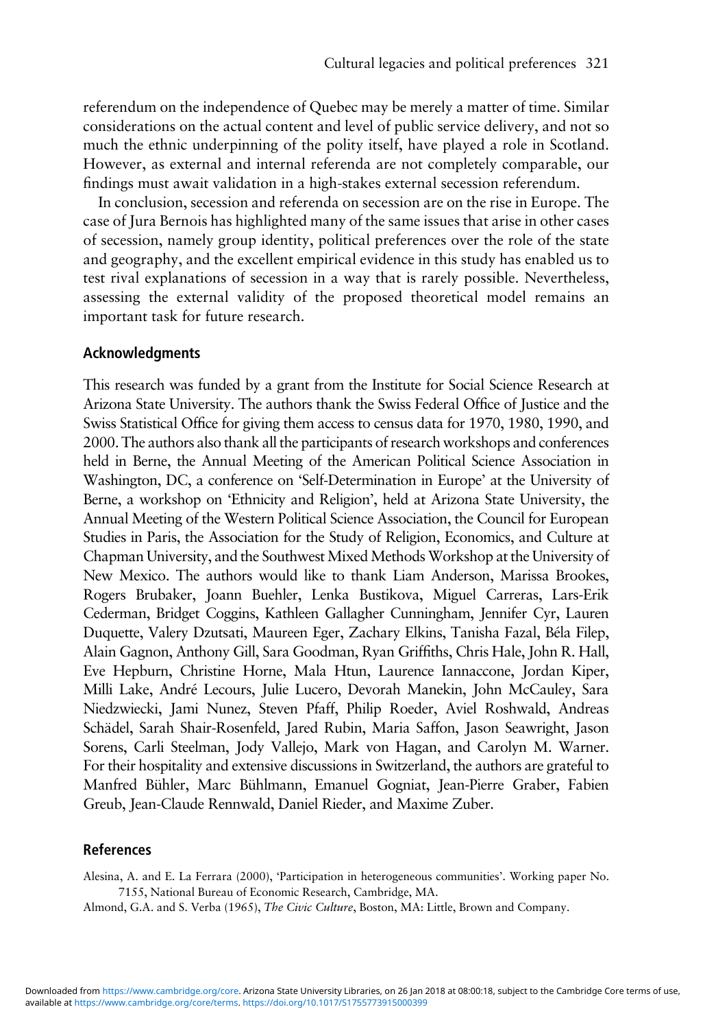referendum on the independence of Quebec may be merely a matter of time. Similar considerations on the actual content and level of public service delivery, and not so much the ethnic underpinning of the polity itself, have played a role in Scotland. However, as external and internal referenda are not completely comparable, our findings must await validation in a high-stakes external secession referendum.

In conclusion, secession and referenda on secession are on the rise in Europe. The case of Jura Bernois has highlighted many of the same issues that arise in other cases of secession, namely group identity, political preferences over the role of the state and geography, and the excellent empirical evidence in this study has enabled us to test rival explanations of secession in a way that is rarely possible. Nevertheless, assessing the external validity of the proposed theoretical model remains an important task for future research.

## Acknowledgments

This research was funded by a grant from the Institute for Social Science Research at Arizona State University. The authors thank the Swiss Federal Office of Justice and the Swiss Statistical Office for giving them access to census data for 1970, 1980, 1990, and 2000. The authors also thank all the participants of research workshops and conferences held in Berne, the Annual Meeting of the American Political Science Association in Washington, DC, a conference on 'Self-Determination in Europe' at the University of Berne, a workshop on 'Ethnicity and Religion', held at Arizona State University, the Annual Meeting of the Western Political Science Association, the Council for European Studies in Paris, the Association for the Study of Religion, Economics, and Culture at Chapman University, and the Southwest Mixed Methods Workshop at the University of New Mexico. The authors would like to thank Liam Anderson, Marissa Brookes, Rogers Brubaker, Joann Buehler, Lenka Bustikova, Miguel Carreras, Lars-Erik Cederman, Bridget Coggins, Kathleen Gallagher Cunningham, Jennifer Cyr, Lauren Duquette, Valery Dzutsati, Maureen Eger, Zachary Elkins, Tanisha Fazal, Béla Filep, Alain Gagnon, Anthony Gill, Sara Goodman, Ryan Griffiths, Chris Hale, John R. Hall, Eve Hepburn, Christine Horne, Mala Htun, Laurence Iannaccone, Jordan Kiper, Milli Lake, André Lecours, Julie Lucero, Devorah Manekin, John McCauley, Sara Niedzwiecki, Jami Nunez, Steven Pfaff, Philip Roeder, Aviel Roshwald, Andreas Schädel, Sarah Shair-Rosenfeld, Jared Rubin, Maria Saffon, Jason Seawright, Jason Sorens, Carli Steelman, Jody Vallejo, Mark von Hagan, and Carolyn M. Warner. For their hospitality and extensive discussions in Switzerland, the authors are grateful to Manfred Bühler, Marc Bühlmann, Emanuel Gogniat, Jean-Pierre Graber, Fabien Greub, Jean-Claude Rennwald, Daniel Rieder, and Maxime Zuber.

## References

Alesina, A. and E. La Ferrara (2000), 'Participation in heterogeneous communities'. Working paper No. 7155, National Bureau of Economic Research, Cambridge, MA.

Almond, G.A. and S. Verba (1965), *The Civic Culture*, Boston, MA: Little, Brown and Company.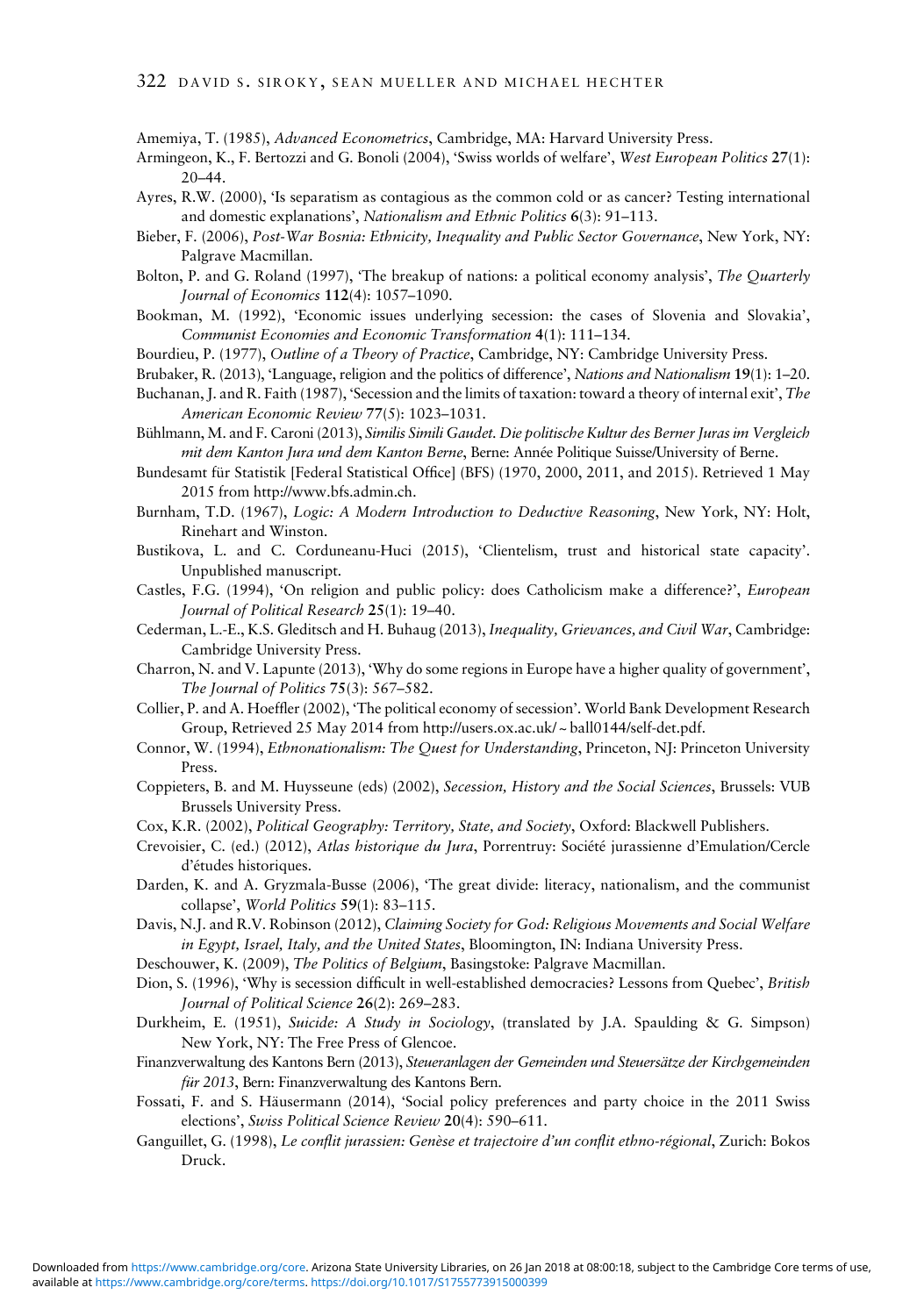Amemiya, T. (1985), *Advanced Econometrics*, Cambridge, MA: Harvard University Press.

Armingeon, K., F. Bertozzi and G. Bonoli (2004), 'Swiss worlds of welfare', *West European Politics* **27**(1): 20–44.

Ayres, R.W. (2000), 'Is separatism as contagious as the common cold or as cancer? Testing international and domestic explanations', *Nationalism and Ethnic Politics* **6**(3): 91–113.

Bieber, F. (2006), *Post-War Bosnia: Ethnicity, Inequality and Public Sector Governance*, New York, NY: Palgrave Macmillan.

Bolton, P. and G. Roland (1997), 'The breakup of nations: a political economy analysis', *The Quarterly Journal of Economics* **112**(4): 1057–1090.

Bookman, M. (1992), 'Economic issues underlying secession: the cases of Slovenia and Slovakia', *Communist Economies and Economic Transformation* **4**(1): 111–134.

Bourdieu, P. (1977), *Outline of a Theory of Practice*, Cambridge, NY: Cambridge University Press.

Brubaker, R. (2013), 'Language, religion and the politics of difference', *Nations and Nationalism* **19**(1): 1–20.

Buchanan, J. and R. Faith (1987), 'Secession and the limits of taxation: toward a theory of internal exit', *The American Economic Review* **77**(5): 1023–1031.

Bühlmann, M. and F. Caroni (2013), *Similis Simili Gaudet. Die politische Kultur des Berner Juras im Vergleich mit dem Kanton Jura und dem Kanton Berne*, Berne: Année Politique Suisse/University of Berne.

Bundesamt für Statistik [Federal Statistical Office] (BFS) (1970, 2000, 2011, and 2015). Retrieved 1 May 2015 from http://www.bfs.admin.ch.

Burnham, T.D. (1967), *Logic: A Modern Introduction to Deductive Reasoning*, New York, NY: Holt, Rinehart and Winston.

Bustikova, L. and C. Corduneanu-Huci (2015), 'Clientelism, trust and historical state capacity'. Unpublished manuscript.

Castles, F.G. (1994), 'On religion and public policy: does Catholicism make a difference?', *European Journal of Political Research* **25**(1): 19–40.

Cederman, L.-E., K.S. Gleditsch and H. Buhaug (2013), *Inequality, Grievances, and Civil War*, Cambridge: Cambridge University Press.

Charron, N. and V. Lapunte (2013), 'Why do some regions in Europe have a higher quality of government', *The Journal of Politics* **75**(3): 567–582.

Collier, P. and A. Hoeffler (2002), 'The political economy of secession'. World Bank Development Research Group, Retrieved 25 May 2014 from http://users.ox.ac.uk/~ball0144/self-det.pdf.

Connor, W. (1994), *Ethnonationalism: The Quest for Understanding*, Princeton, NJ: Princeton University Press.

Coppieters, B. and M. Huysseune (eds) (2002), *Secession, History and the Social Sciences*, Brussels: VUB Brussels University Press.

Cox, K.R. (2002), *Political Geography: Territory, State, and Society*, Oxford: Blackwell Publishers.

Crevoisier, C. (ed.) (2012), *Atlas historique du Jura*, Porrentruy: Société jurassienne d'Emulation/Cercle d'études historiques.

Darden, K. and A. Gryzmala-Busse (2006), 'The great divide: literacy, nationalism, and the communist collapse', *World Politics* **59**(1): 83–115.

Davis, N.J. and R.V. Robinson (2012), *Claiming Society for God: Religious Movements and Social Welfare in Egypt, Israel, Italy, and the United States*, Bloomington, IN: Indiana University Press.

Deschouwer, K. (2009), *The Politics of Belgium*, Basingstoke: Palgrave Macmillan.

Dion, S. (1996), 'Why is secession difficult in well-established democracies? Lessons from Quebec', *British Journal of Political Science* **26**(2): 269–283.

Durkheim, E. (1951), *Suicide: A Study in Sociology*, (translated by J.A. Spaulding & G. Simpson) New York, NY: The Free Press of Glencoe.

Finanzverwaltung des Kantons Bern (2013), *Steueranlagen der Gemeinden und Steuersätze der Kirchgemeinden für 2013*, Bern: Finanzverwaltung des Kantons Bern.

Fossati, F. and S. Häusermann (2014), 'Social policy preferences and party choice in the 2011 Swiss elections', *Swiss Political Science Review* **20**(4): 590–611.

Ganguillet, G. (1998), *Le conflit jurassien: Genèse et trajectoire d'un conflit ethno-régional*, Zurich: Bokos Druck.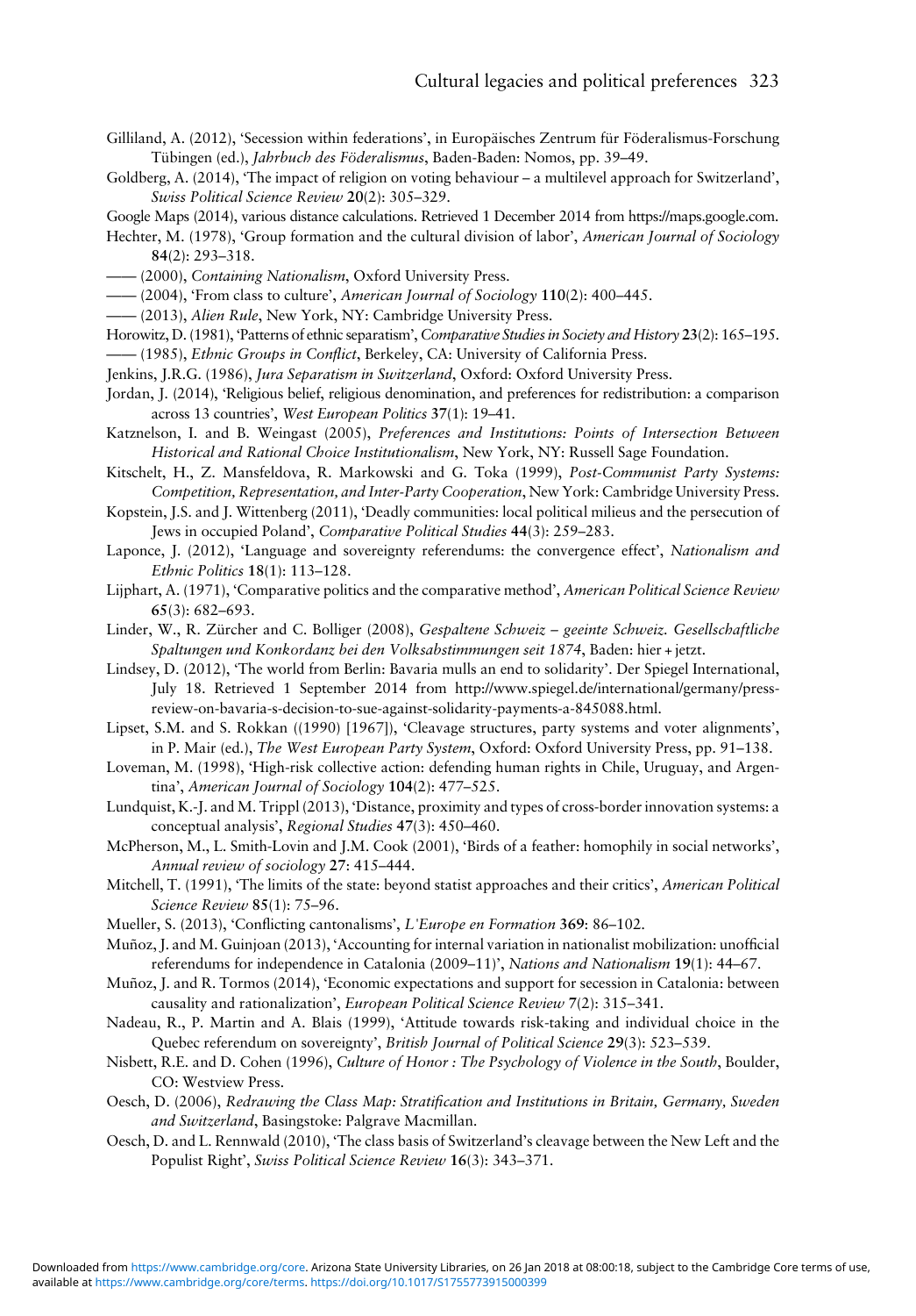Gilliland, A. (2012), 'Secession within federations', in Europäisches Zentrum für Föderalismus-Forschung Tübingen (ed.), *Jahrbuch des Föderalismus*, Baden-Baden: Nomos, pp. 39–49.

Goldberg, A. (2014), 'The impact of religion on voting behaviour – a multilevel approach for Switzerland', *Swiss Political Science Review* **20**(2): 305–329.

Google Maps (2014), various distance calculations. Retrieved 1 December 2014 from https://maps.google.com.

Hechter, M. (1978), 'Group formation and the cultural division of labor', *American Journal of Sociology* **84**(2): 293–318.

—— (2000), *Containing Nationalism*, Oxford University Press.

—— (2004), 'From class to culture', *American Journal of Sociology* **110**(2): 400–445.

—— (2013), *Alien Rule*, New York, NY: Cambridge University Press.

Horowitz, D. (1981), 'Patterns of ethnic separatism', *Comparative Studies in Society and History* **23**(2): 165–195.

—— (1985), *Ethnic Groups in Conflict*, Berkeley, CA: University of California Press.

Jenkins, J.R.G. (1986), *Jura Separatism in Switzerland*, Oxford: Oxford University Press.

Jordan, J. (2014), 'Religious belief, religious denomination, and preferences for redistribution: a comparison across 13 countries', *West European Politics* **37**(1): 19–41.

Katznelson, I. and B. Weingast (2005), *Preferences and Institutions: Points of Intersection Between Historical and Rational Choice Institutionalism*, New York, NY: Russell Sage Foundation.

Kitschelt, H., Z. Mansfeldova, R. Markowski and G. Toka (1999), *Post-Communist Party Systems: Competition, Representation, and Inter-Party Cooperation*, New York: Cambridge University Press.

Kopstein, J.S. and J. Wittenberg (2011), 'Deadly communities: local political milieus and the persecution of Jews in occupied Poland', *Comparative Political Studies* **44**(3): 259–283.

Laponce, J. (2012), 'Language and sovereignty referendums: the convergence effect', *Nationalism and Ethnic Politics* **18**(1): 113–128.

Lijphart, A. (1971), 'Comparative politics and the comparative method', *American Political Science Review* **65**(3): 682–693.

Linder, W., R. Zürcher and C. Bolliger (2008), *Gespaltene Schweiz – geeinte Schweiz. Gesellschaftliche Spaltungen und Konkordanz bei den Volksabstimmungen seit 1874*, Baden: hier + jetzt.

Lindsey, D. (2012), 'The world from Berlin: Bavaria mulls an end to solidarity'. Der Spiegel International, July 18. Retrieved 1 September 2014 from http://www.spiegel.de/international/germany/press-review-on-bavaria-s-decision-to-sue-against-solidarity-payments-a-845088.html.

Lipset, S.M. and S. Rokkan ((1990) [1967]), 'Cleavage structures, party systems and voter alignments', in P. Mair (ed.), *The West European Party System*, Oxford: Oxford University Press, pp. 91–138.

Loveman, M. (1998), 'High-risk collective action: defending human rights in Chile, Uruguay, and Argentina', *American Journal of Sociology* **104**(2): 477–525.

Lundquist, K.-J. and M. Trippl (2013), 'Distance, proximity and types of cross-border innovation systems: a conceptual analysis', *Regional Studies* **47**(3): 450–460.

McPherson, M., L. Smith-Lovin and J.M. Cook (2001), 'Birds of a feather: homophily in social networks', *Annual review of sociology* **27**: 415–444.

Mitchell, T. (1991), 'The limits of the state: beyond statist approaches and their critics', *American Political Science Review* **85**(1): 75–96.

Mueller, S. (2013), 'Conflicting cantonalisms', *L'Europe en Formation* **369**: 86–102.

Muñoz, J. and M. Guinjoan (2013), 'Accounting for internal variation in nationalist mobilization: unofficial referendums for independence in Catalonia (2009–11)', *Nations and Nationalism* **19**(1): 44–67.

Muñoz, J. and R. Tormos (2014), 'Economic expectations and support for secession in Catalonia: between causality and rationalization', *European Political Science Review* **7**(2): 315–341.

Nadeau, R., P. Martin and A. Blais (1999), 'Attitude towards risk-taking and individual choice in the Quebec referendum on sovereignty', *British Journal of Political Science* **29**(3): 523–539.

Nisbett, R.E. and D. Cohen (1996), *Culture of Honor : The Psychology of Violence in the South*, Boulder, CO: Westview Press.

Oesch, D. (2006), *Redrawing the Class Map: Stratification and Institutions in Britain, Germany, Sweden and Switzerland*, Basingstoke: Palgrave Macmillan.

Oesch, D. and L. Rennwald (2010), 'The class basis of Switzerland's cleavage between the New Left and the Populist Right', *Swiss Political Science Review* **16**(3): 343–371.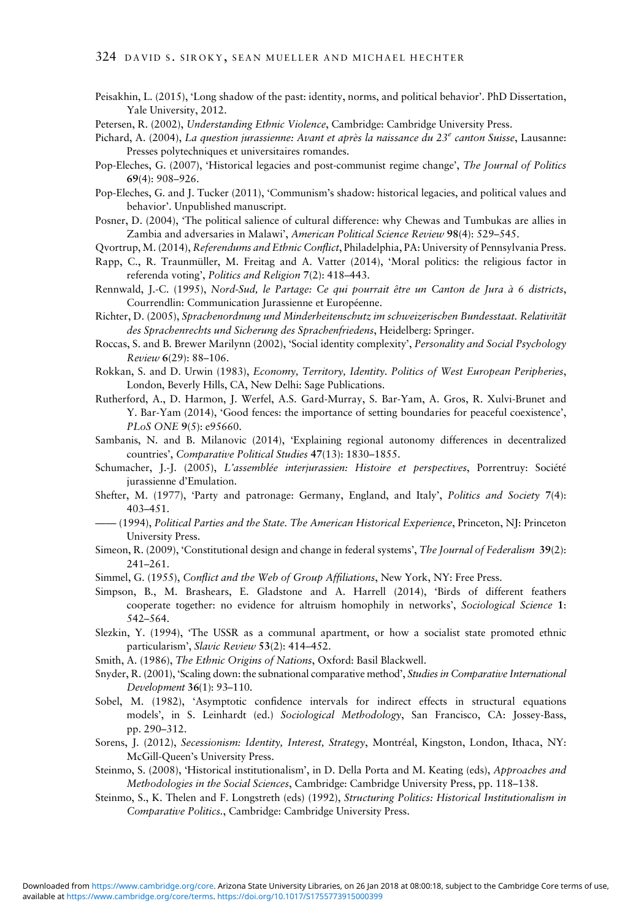Peisakhin, L. (2015), 'Long shadow of the past: identity, norms, and political behavior'. PhD Dissertation, Yale University, 2012.

Petersen, R. (2002), *Understanding Ethnic Violence*, Cambridge: Cambridge University Press.

Pichard, A. (2004), *La question jurassienne: Avant et après la naissance du 23$^{e}$ canton Suisse*, Lausanne: Presses polytechniques et universitaires romandes.

Pop-Eleches, G. (2007), 'Historical legacies and post-communist regime change', *The Journal of Politics* **69**(4): 908–926.

Pop-Eleches, G. and J. Tucker (2011), 'Communism's shadow: historical legacies, and political values and behavior'. Unpublished manuscript.

Posner, D. (2004), 'The political salience of cultural difference: why Chewas and Tumbukas are allies in Zambia and adversaries in Malawi', *American Political Science Review* **98**(4): 529–545.

Qvortrup, M. (2014), *Referendums and Ethnic Conflict*, Philadelphia, PA: University of Pennsylvania Press.

Rapp, C., R. Traunmüller, M. Freitag and A. Vatter (2014), 'Moral politics: the religious factor in referenda voting', *Politics and Religion* **7**(2): 418–443.

Rennwald, J.-C. (1995), *Nord-Sud, le Partage: Ce qui pourrait être un Canton de Jura à 6 districts*, Courrendlin: Communication Jurassienne et Européenne.

Richter, D. (2005), *Sprachenordnung und Minderheitenschutz im schweizerischen Bundesstaat. Relativität des Sprachenrechts und Sicherung des Sprachenfriedens*, Heidelberg: Springer.

Roccas, S. and B. Brewer Marilynn (2002), 'Social identity complexity', *Personality and Social Psychology Review* **6**(29): 88–106.

Rokkan, S. and D. Urwin (1983), *Economy, Territory, Identity. Politics of West European Peripheries*, London, Beverly Hills, CA, New Delhi: Sage Publications.

Rutherford, A., D. Harmon, J. Werfel, A.S. Gard-Murray, S. Bar-Yam, A. Gros, R. Xulvi-Brunet and Y. Bar-Yam (2014), 'Good fences: the importance of setting boundaries for peaceful coexistence', *PLoS ONE* **9**(5): e95660.

Sambanis, N. and B. Milanovic (2014), 'Explaining regional autonomy differences in decentralized countries', *Comparative Political Studies* **47**(13): 1830–1855.

Schumacher, J.-J. (2005), *L'assemblée interjurassien: Histoire et perspectives*, Porrentruy: Société jurassienne d'Emulation.

Shefter, M. (1977), 'Party and patronage: Germany, England, and Italy', *Politics and Society* **7**(4): 403–451.

—— (1994), *Political Parties and the State. The American Historical Experience*, Princeton, NJ: Princeton University Press.

Simeon, R. (2009), 'Constitutional design and change in federal systems', *The Journal of Federalism* **39**(2): 241–261.

Simmel, G. (1955), *Conflict and the Web of Group Affiliations*, New York, NY: Free Press.

Simpson, B., M. Brashears, E. Gladstone and A. Harrell (2014), 'Birds of different feathers cooperate together: no evidence for altruism homophily in networks', *Sociological Science* **1**: 542–564.

Slezkin, Y. (1994), 'The USSR as a communal apartment, or how a socialist state promoted ethnic particularism', *Slavic Review* **53**(2): 414–452.

Smith, A. (1986), *The Ethnic Origins of Nations*, Oxford: Basil Blackwell.

Snyder, R. (2001), 'Scaling down: the subnational comparative method', *Studies in Comparative International Development* **36**(1): 93–110.

Sobel, M. (1982), 'Asymptotic confidence intervals for indirect effects in structural equations models', in S. Leinhardt (ed.) *Sociological Methodology*, San Francisco, CA: Jossey-Bass, pp. 290–312.

Sorens, J. (2012), *Secessionism: Identity, Interest, Strategy*, Montréal, Kingston, London, Ithaca, NY: McGill-Queen's University Press.

Steinmo, S. (2008), 'Historical institutionalism', in D. Della Porta and M. Keating (eds), *Approaches and Methodologies in the Social Sciences*, Cambridge: Cambridge University Press, pp. 118–138.

Steinmo, S., K. Thelen and F. Longstreth (eds) (1992), *Structuring Politics: Historical Institutionalism in Comparative Politics.*, Cambridge: Cambridge University Press.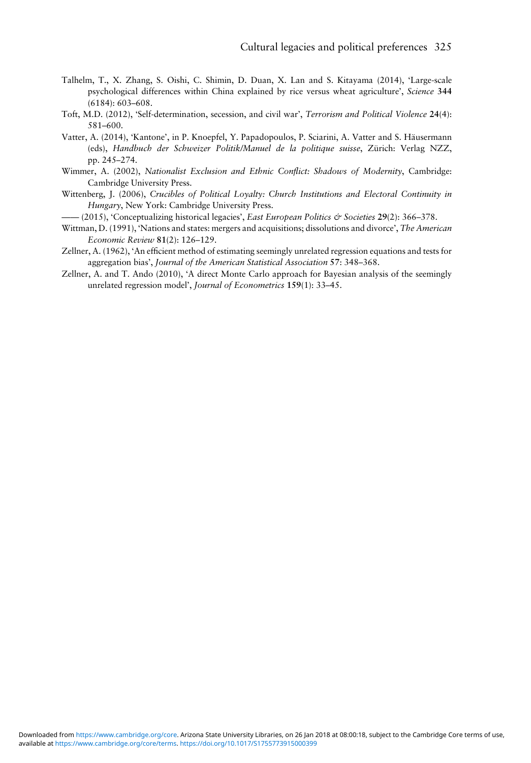Talhelm, T., X. Zhang, S. Oishi, C. Shimin, D. Duan, X. Lan and S. Kitayama (2014), 'Large-scale psychological differences within China explained by rice versus wheat agriculture', *Science* **344** (6184): 603–608.

Toft, M.D. (2012), 'Self-determination, secession, and civil war', *Terrorism and Political Violence* **24**(4): 581–600.

Vatter, A. (2014), 'Kantone', in P. Knoepfel, Y. Papadopoulos, P. Sciarini, A. Vatter and S. Häusermann (eds), *Handbuch der Schweizer Politik/Manuel de la politique suisse*, Zürich: Verlag NZZ, pp. 245–274.

Wimmer, A. (2002), *Nationalist Exclusion and Ethnic Conflict: Shadows of Modernity*, Cambridge: Cambridge University Press.

Wittenberg, J. (2006), *Crucibles of Political Loyalty: Church Institutions and Electoral Continuity in Hungary*, New York: Cambridge University Press.

—— (2015), 'Conceptualizing historical legacies', *East European Politics & Societies* **29**(2): 366–378.

Wittman, D. (1991), 'Nations and states: mergers and acquisitions; dissolutions and divorce', *The American Economic Review* **81**(2): 126–129.

Zellner, A. (1962), 'An efficient method of estimating seemingly unrelated regression equations and tests for aggregation bias', *Journal of the American Statistical Association* **57**: 348–368.

Zellner, A. and T. Ando (2010), 'A direct Monte Carlo approach for Bayesian analysis of the seemingly unrelated regression model', *Journal of Econometrics* **159**(1): 33–45.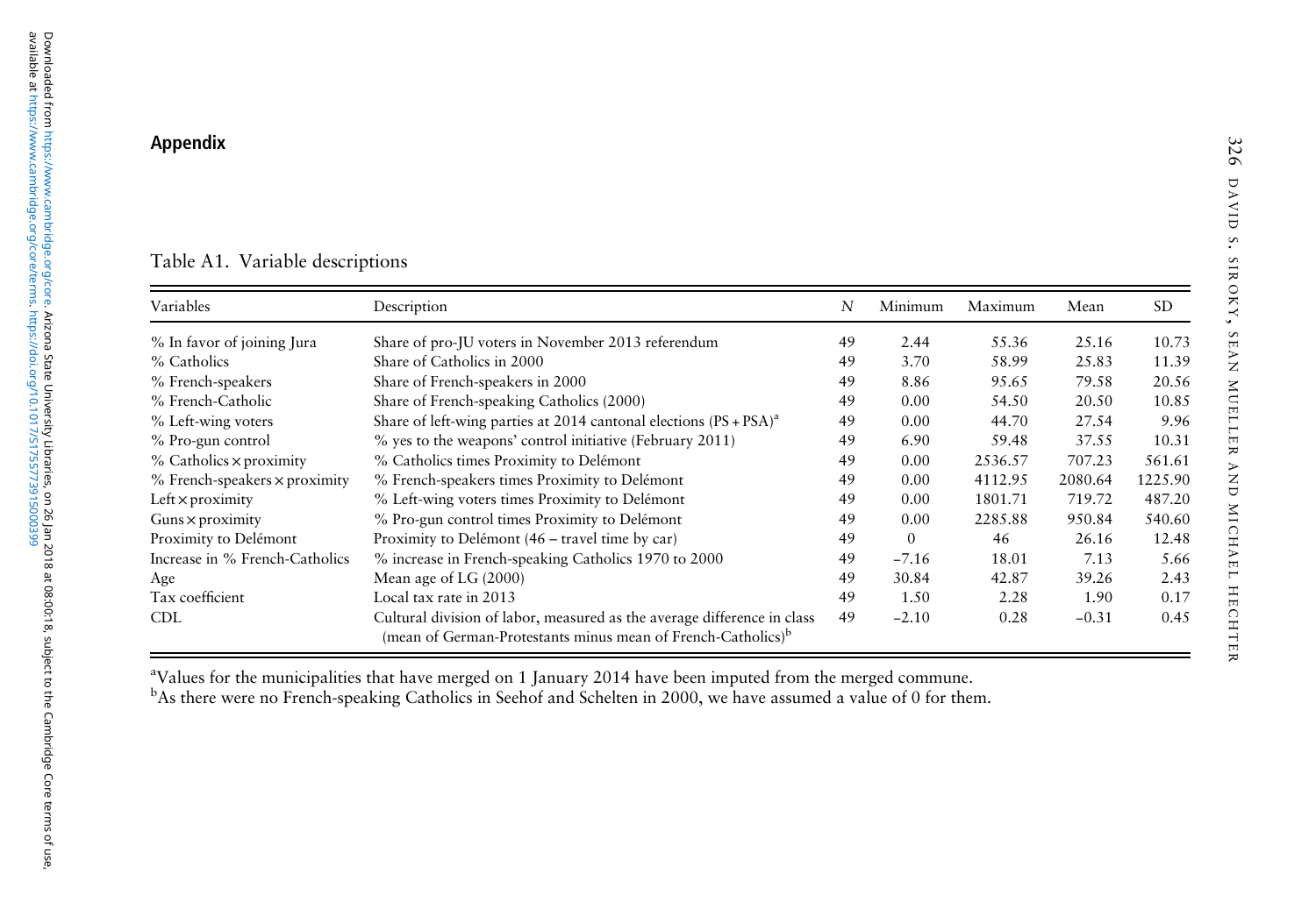## Appendix

Table A1. Variable descriptions

| Variables | Description | N | Minimum | Maximum | Mean | SD |
|---|---|---|---|---|---|---|
| % In favor of joining Jura | Share of pro-JU voters in November 2013 referendum | 49 | 2.44 | 55.36 | 25.16 | 10.73 |
| % Catholics | Share of Catholics in 2000 | 49 | 3.70 | 58.99 | 25.83 | 11.39 |
| % French-speakers | Share of French-speakers in 2000 | 49 | 8.86 | 95.65 | 79.58 | 20.56 |
| % French-Catholic | Share of French-speaking Catholics (2000) | 49 | 0.00 | 54.50 | 20.50 | 10.85 |
| % Left-wing voters | Share of left-wing parties at 2014 cantonal elections (PS + PSA)[a] | 49 | 0.00 | 44.70 | 27.54 | 9.96 |
| % Pro-gun control | % yes to the weapons' control initiative (February 2011) | 49 | 6.90 | 59.48 | 37.55 | 10.31 |
| % Catholics × proximity | % Catholics times Proximity to Delémont | 49 | 0.00 | 2536.57 | 707.23 | 561.61 |
| % French-speakers × proximity | % French-speakers times Proximity to Delémont | 49 | 0.00 | 4112.95 | 2080.64 | 1225.90 |
| Left × proximity | % Left-wing voters times Proximity to Delémont | 49 | 0.00 | 1801.71 | 719.72 | 487.20 |
| Guns × proximity | % Pro-gun control times Proximity to Delémont | 49 | 0.00 | 2285.88 | 950.84 | 540.60 |
| Proximity to Delémont | Proximity to Delémont (46 – travel time by car) | 49 | 0 | 46 | 26.16 | 12.48 |
| Increase in % French-Catholics | % increase in French-speaking Catholics 1970 to 2000 | 49 | −7.16 | 18.01 | 7.13 | 5.66 |
| Age | Mean age of LG (2000) | 49 | 30.84 | 42.87 | 39.26 | 2.43 |
| Tax coefficient | Local tax rate in 2013 | 49 | 1.50 | 2.28 | 1.90 | 0.17 |
| CDL | Cultural division of labor, measured as the average difference in class (mean of German-Protestants minus mean of French-Catholics)[b] | 49 | −2.10 | 0.28 | −0.31 | 0.45 |

[a]Values for the municipalities that have merged on 1 January 2014 have been imputed from the merged commune.
[b]As there were no French-speaking Catholics in Seehof and Schelten in 2000, we have assumed a value of 0 for them.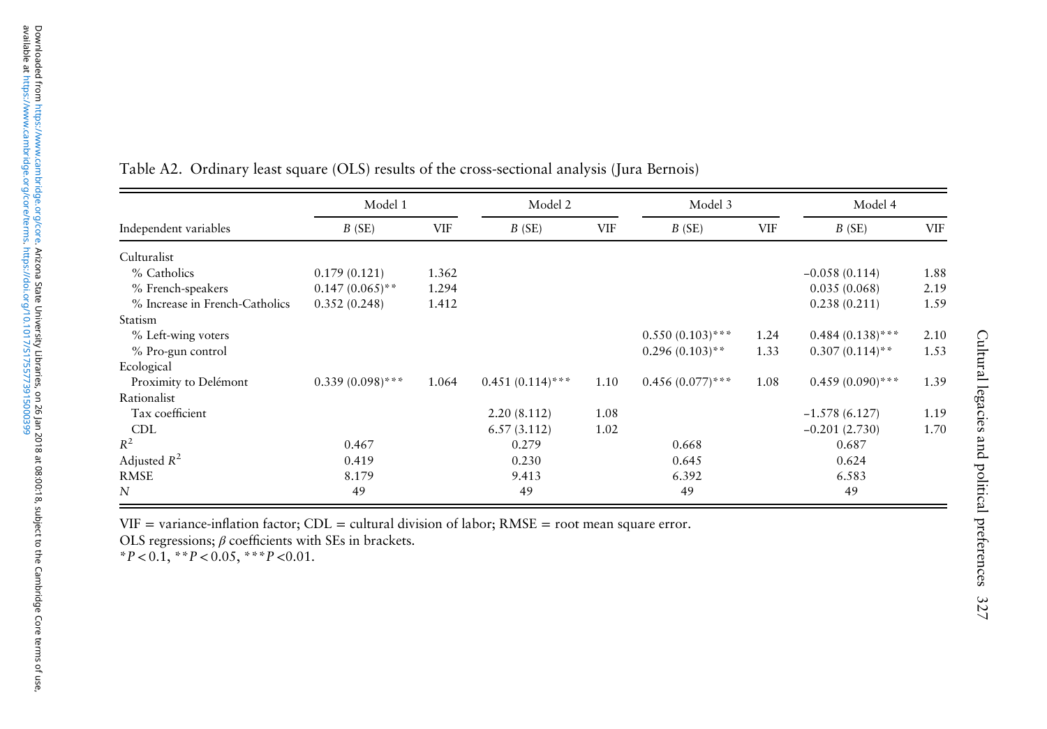Table A2. Ordinary least square (OLS) results of the cross-sectional analysis (Jura Bernois)

| | Model 1 | | Model 2 | | Model 3 | | Model 4 | |
|---|---|---|---|---|---|---|---|---|
| Independent variables | *B* (SE) | VIF | *B* (SE) | VIF | *B* (SE) | VIF | *B* (SE) | VIF |
| Culturalist | | | | | | | | |
| % Catholics | 0.179 (0.121) | 1.362 | | | | | –0.058 (0.114) | 1.88 |
| % French-speakers | 0.147 (0.065)** | 1.294 | | | | | 0.035 (0.068) | 2.19 |
| % Increase in French-Catholics | 0.352 (0.248) | 1.412 | | | | | 0.238 (0.211) | 1.59 |
| Statism | | | | | | | | |
| % Left-wing voters | | | | | 0.550 (0.103)*** | 1.24 | 0.484 (0.138)*** | 2.10 |
| % Pro-gun control | | | | | 0.296 (0.103)** | 1.33 | 0.307 (0.114)** | 1.53 |
| Ecological | | | | | | | | |
| Proximity to Delémont | 0.339 (0.098)*** | 1.064 | 0.451 (0.114)*** | 1.10 | 0.456 (0.077)*** | 1.08 | 0.459 (0.090)*** | 1.39 |
| Rationalist | | | | | | | | |
| Tax coefficient | | | 2.20 (8.112) | 1.08 | | | –1.578 (6.127) | 1.19 |
| CDL | | | 6.57 (3.112) | 1.02 | | | –0.201 (2.730) | 1.70 |
| $R^2$ | 0.467 | | 0.279 | | 0.668 | | 0.687 | |
| Adjusted $R^2$ | 0.419 | | 0.230 | | 0.645 | | 0.624 | |
| RMSE | 8.179 | | 9.413 | | 6.392 | | 6.583 | |
| *N* | 49 | | 49 | | 49 | | 49 | |

VIF = variance-inflation factor; CDL = cultural division of labor; RMSE = root mean square error.
OLS regressions; $\beta$ coefficients with SEs in brackets.
$*P < 0.1$, $**P < 0.05$, $***P < 0.01$.